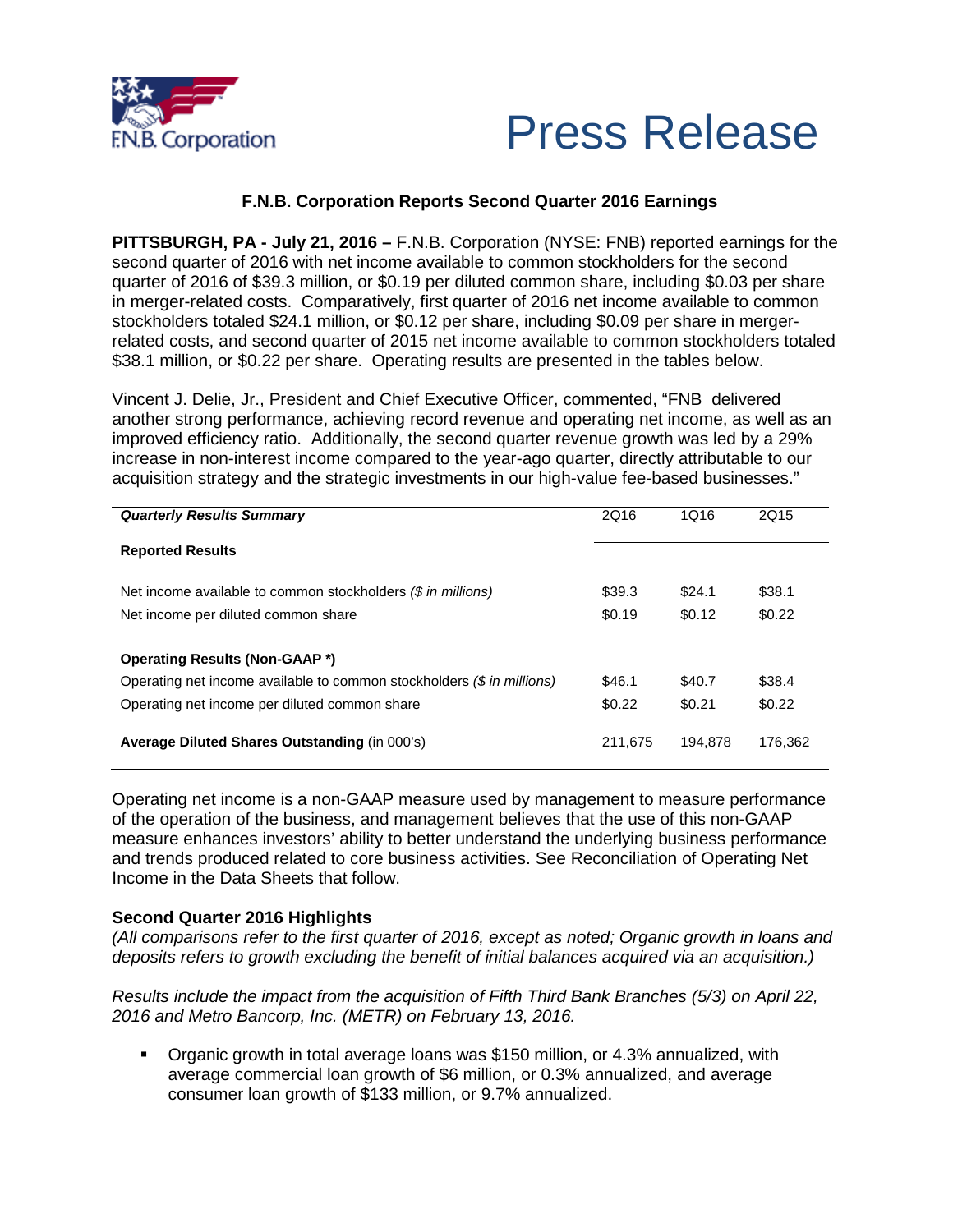# Press Release

## F.N.B. Corporation Reports Second Quarter 2016 Earnings

**PITTSBURGH, PA - July 21, 2016 –** F.N.B. Corporation (NYSE: FNB) reported earnings for the second quarter of 2016 with net income available to common stockholders for the second quarter of 2016 of $39.3 million, or $0.19 per diluted common share, including $0.03 per share in merger-related costs. Comparatively, first quarter of 2016 net income available to common stockholders totaled $24.1 million, or $0.12 per share, including $0.09 per share in merger-related costs, and second quarter of 2015 net income available to common stockholders totaled $38.1 million, or $0.22 per share. Operating results are presented in the tables below.

Vincent J. Delie, Jr., President and Chief Executive Officer, commented, "FNB delivered another strong performance, achieving record revenue and operating net income, as well as an improved efficiency ratio. Additionally, the second quarter revenue growth was led by a 29% increase in non-interest income compared to the year-ago quarter, directly attributable to our acquisition strategy and the strategic investments in our high-value fee-based businesses."

| ***Quarterly Results Summary*** | 2Q16 | 1Q16 | 2Q15 |
|---|---|---|---|
| **Reported Results** | | | |
| Net income available to common stockholders *($ in millions)* | $39.3 | $24.1 | $38.1 |
| Net income per diluted common share | $0.19 | $0.12 | $0.22 |
| **Operating Results (Non-GAAP \*)** | | | |
| Operating net income available to common stockholders *($ in millions)* | $46.1 | $40.7 | $38.4 |
| Operating net income per diluted common share | $0.22 | $0.21 | $0.22 |
| **Average Diluted Shares Outstanding** (in 000's) | 211,675 | 194,878 | 176,362 |

Operating net income is a non-GAAP measure used by management to measure performance of the operation of the business, and management believes that the use of this non-GAAP measure enhances investors' ability to better understand the underlying business performance and trends produced related to core business activities. See Reconciliation of Operating Net Income in the Data Sheets that follow.

### Second Quarter 2016 Highlights

*(All comparisons refer to the first quarter of 2016, except as noted; Organic growth in loans and deposits refers to growth excluding the benefit of initial balances acquired via an acquisition.)*

*Results include the impact from the acquisition of Fifth Third Bank Branches (5/3) on April 22, 2016 and Metro Bancorp, Inc. (METR) on February 13, 2016.*

- Organic growth in total average loans was $150 million, or 4.3% annualized, with average commercial loan growth of $6 million, or 0.3% annualized, and average consumer loan growth of $133 million, or 9.7% annualized.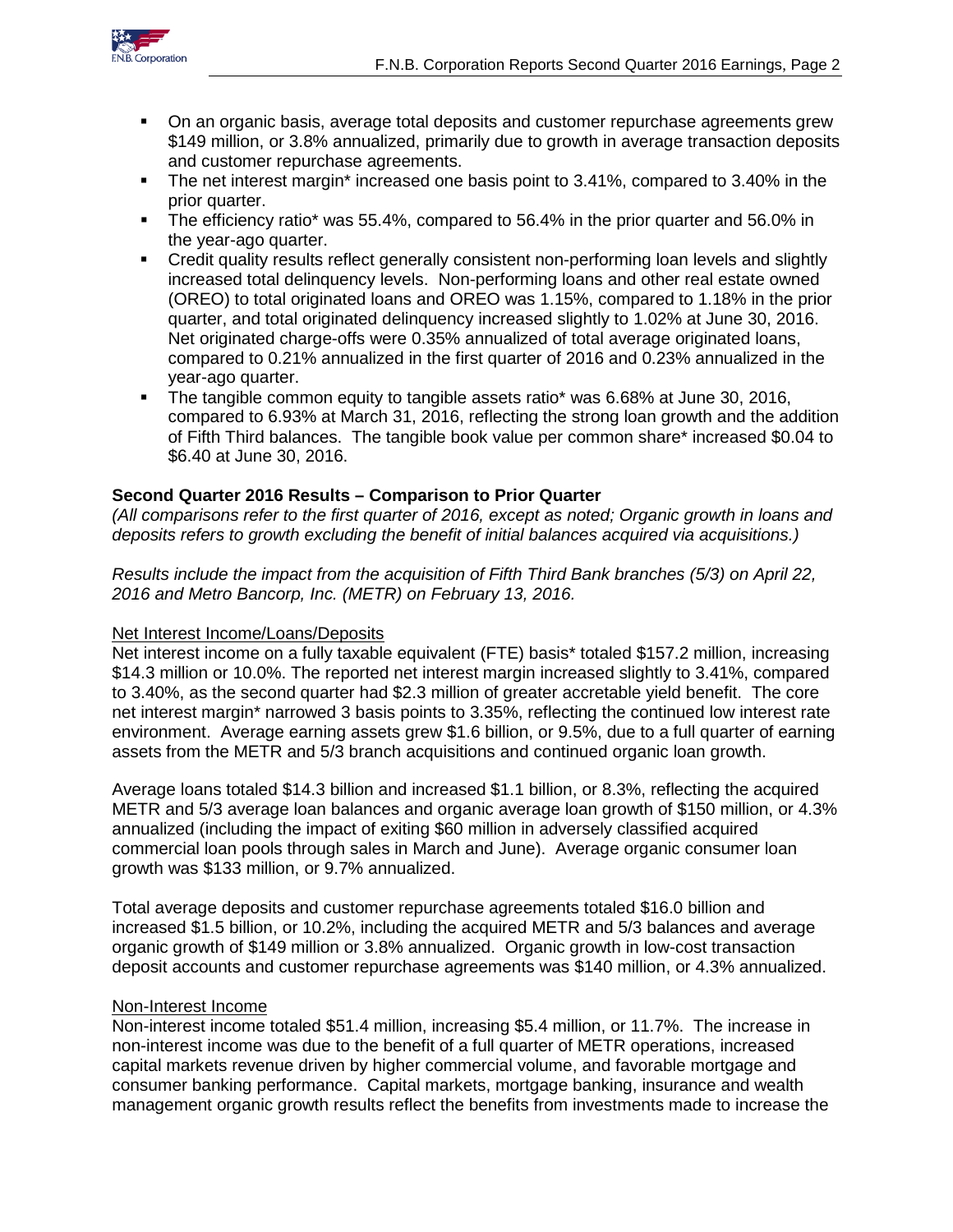- On an organic basis, average total deposits and customer repurchase agreements grew $149 million, or 3.8% annualized, primarily due to growth in average transaction deposits and customer repurchase agreements.
- The net interest margin* increased one basis point to 3.41%, compared to 3.40% in the prior quarter.
- The efficiency ratio* was 55.4%, compared to 56.4% in the prior quarter and 56.0% in the year-ago quarter.
- Credit quality results reflect generally consistent non-performing loan levels and slightly increased total delinquency levels. Non-performing loans and other real estate owned (OREO) to total originated loans and OREO was 1.15%, compared to 1.18% in the prior quarter, and total originated delinquency increased slightly to 1.02% at June 30, 2016. Net originated charge-offs were 0.35% annualized of total average originated loans, compared to 0.21% annualized in the first quarter of 2016 and 0.23% annualized in the year-ago quarter.
- The tangible common equity to tangible assets ratio* was 6.68% at June 30, 2016, compared to 6.93% at March 31, 2016, reflecting the strong loan growth and the addition of Fifth Third balances. The tangible book value per common share* increased $0.04 to $6.40 at June 30, 2016.

**Second Quarter 2016 Results – Comparison to Prior Quarter**

*(All comparisons refer to the first quarter of 2016, except as noted; Organic growth in loans and deposits refers to growth excluding the benefit of initial balances acquired via acquisitions.)*

*Results include the impact from the acquisition of Fifth Third Bank branches (5/3) on April 22, 2016 and Metro Bancorp, Inc. (METR) on February 13, 2016.*

Net Interest Income/Loans/Deposits

Net interest income on a fully taxable equivalent (FTE) basis* totaled $157.2 million, increasing $14.3 million or 10.0%. The reported net interest margin increased slightly to 3.41%, compared to 3.40%, as the second quarter had $2.3 million of greater accretable yield benefit. The core net interest margin* narrowed 3 basis points to 3.35%, reflecting the continued low interest rate environment. Average earning assets grew $1.6 billion, or 9.5%, due to a full quarter of earning assets from the METR and 5/3 branch acquisitions and continued organic loan growth.

Average loans totaled $14.3 billion and increased $1.1 billion, or 8.3%, reflecting the acquired METR and 5/3 average loan balances and organic average loan growth of $150 million, or 4.3% annualized (including the impact of exiting $60 million in adversely classified acquired commercial loan pools through sales in March and June). Average organic consumer loan growth was $133 million, or 9.7% annualized.

Total average deposits and customer repurchase agreements totaled $16.0 billion and increased $1.5 billion, or 10.2%, including the acquired METR and 5/3 balances and average organic growth of $149 million or 3.8% annualized. Organic growth in low-cost transaction deposit accounts and customer repurchase agreements was $140 million, or 4.3% annualized.

Non-Interest Income

Non-interest income totaled $51.4 million, increasing $5.4 million, or 11.7%. The increase in non-interest income was due to the benefit of a full quarter of METR operations, increased capital markets revenue driven by higher commercial volume, and favorable mortgage and consumer banking performance. Capital markets, mortgage banking, insurance and wealth management organic growth results reflect the benefits from investments made to increase the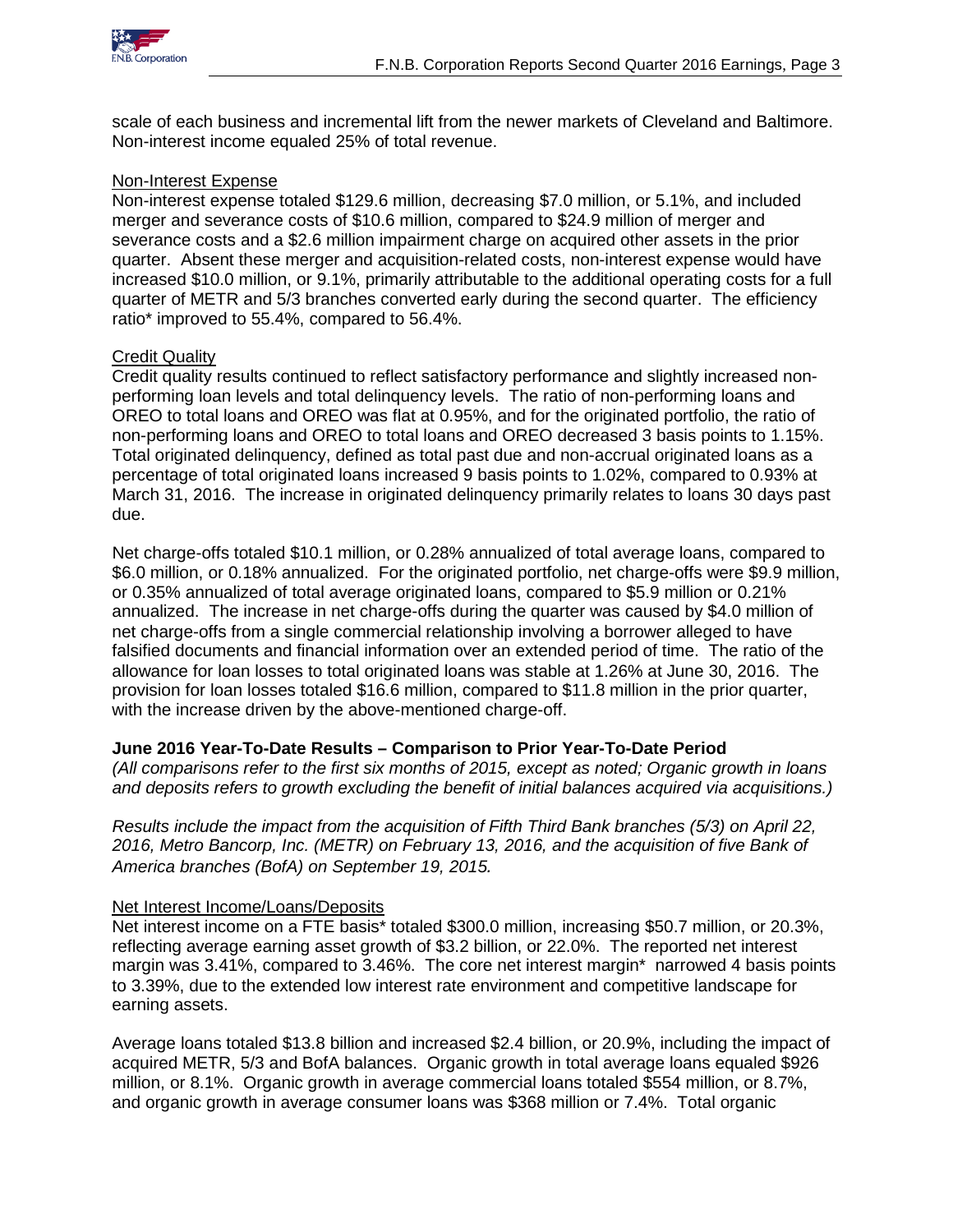scale of each business and incremental lift from the newer markets of Cleveland and Baltimore. Non-interest income equaled 25% of total revenue.

Non-Interest Expense

Non-interest expense totaled $129.6 million, decreasing $7.0 million, or 5.1%, and included merger and severance costs of $10.6 million, compared to $24.9 million of merger and severance costs and a $2.6 million impairment charge on acquired other assets in the prior quarter. Absent these merger and acquisition-related costs, non-interest expense would have increased $10.0 million, or 9.1%, primarily attributable to the additional operating costs for a full quarter of METR and 5/3 branches converted early during the second quarter. The efficiency ratio* improved to 55.4%, compared to 56.4%.

Credit Quality

Credit quality results continued to reflect satisfactory performance and slightly increased non-performing loan levels and total delinquency levels. The ratio of non-performing loans and OREO to total loans and OREO was flat at 0.95%, and for the originated portfolio, the ratio of non-performing loans and OREO to total loans and OREO decreased 3 basis points to 1.15%. Total originated delinquency, defined as total past due and non-accrual originated loans as a percentage of total originated loans increased 9 basis points to 1.02%, compared to 0.93% at March 31, 2016. The increase in originated delinquency primarily relates to loans 30 days past due.

Net charge-offs totaled $10.1 million, or 0.28% annualized of total average loans, compared to $6.0 million, or 0.18% annualized. For the originated portfolio, net charge-offs were $9.9 million, or 0.35% annualized of total average originated loans, compared to $5.9 million or 0.21% annualized. The increase in net charge-offs during the quarter was caused by $4.0 million of net charge-offs from a single commercial relationship involving a borrower alleged to have falsified documents and financial information over an extended period of time. The ratio of the allowance for loan losses to total originated loans was stable at 1.26% at June 30, 2016. The provision for loan losses totaled $16.6 million, compared to $11.8 million in the prior quarter, with the increase driven by the above-mentioned charge-off.

**June 2016 Year-To-Date Results – Comparison to Prior Year-To-Date Period**

*(All comparisons refer to the first six months of 2015, except as noted; Organic growth in loans and deposits refers to growth excluding the benefit of initial balances acquired via acquisitions.)*

*Results include the impact from the acquisition of Fifth Third Bank branches (5/3) on April 22, 2016, Metro Bancorp, Inc. (METR) on February 13, 2016, and the acquisition of five Bank of America branches (BofA) on September 19, 2015.*

Net Interest Income/Loans/Deposits

Net interest income on a FTE basis* totaled $300.0 million, increasing $50.7 million, or 20.3%, reflecting average earning asset growth of $3.2 billion, or 22.0%. The reported net interest margin was 3.41%, compared to 3.46%. The core net interest margin* narrowed 4 basis points to 3.39%, due to the extended low interest rate environment and competitive landscape for earning assets.

Average loans totaled $13.8 billion and increased $2.4 billion, or 20.9%, including the impact of acquired METR, 5/3 and BofA balances. Organic growth in total average loans equaled $926 million, or 8.1%. Organic growth in average commercial loans totaled $554 million, or 8.7%, and organic growth in average consumer loans was $368 million or 7.4%. Total organic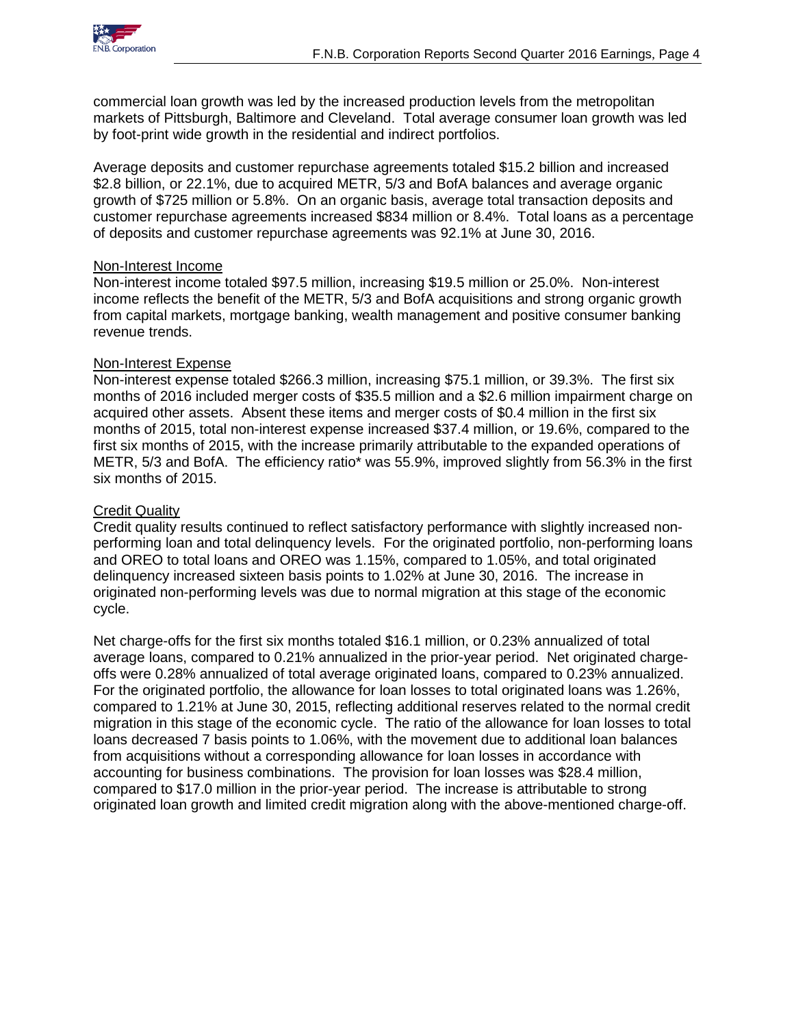commercial loan growth was led by the increased production levels from the metropolitan markets of Pittsburgh, Baltimore and Cleveland. Total average consumer loan growth was led by foot-print wide growth in the residential and indirect portfolios.

Average deposits and customer repurchase agreements totaled $15.2 billion and increased $2.8 billion, or 22.1%, due to acquired METR, 5/3 and BofA balances and average organic growth of $725 million or 5.8%. On an organic basis, average total transaction deposits and customer repurchase agreements increased $834 million or 8.4%. Total loans as a percentage of deposits and customer repurchase agreements was 92.1% at June 30, 2016.

<u>Non-Interest Income</u>

Non-interest income totaled $97.5 million, increasing $19.5 million or 25.0%. Non-interest income reflects the benefit of the METR, 5/3 and BofA acquisitions and strong organic growth from capital markets, mortgage banking, wealth management and positive consumer banking revenue trends.

<u>Non-Interest Expense</u>

Non-interest expense totaled $266.3 million, increasing $75.1 million, or 39.3%. The first six months of 2016 included merger costs of $35.5 million and a $2.6 million impairment charge on acquired other assets. Absent these items and merger costs of $0.4 million in the first six months of 2015, total non-interest expense increased $37.4 million, or 19.6%, compared to the first six months of 2015, with the increase primarily attributable to the expanded operations of METR, 5/3 and BofA. The efficiency ratio* was 55.9%, improved slightly from 56.3% in the first six months of 2015.

<u>Credit Quality</u>

Credit quality results continued to reflect satisfactory performance with slightly increased non-performing loan and total delinquency levels. For the originated portfolio, non-performing loans and OREO to total loans and OREO was 1.15%, compared to 1.05%, and total originated delinquency increased sixteen basis points to 1.02% at June 30, 2016. The increase in originated non-performing levels was due to normal migration at this stage of the economic cycle.

Net charge-offs for the first six months totaled $16.1 million, or 0.23% annualized of total average loans, compared to 0.21% annualized in the prior-year period. Net originated charge-offs were 0.28% annualized of total average originated loans, compared to 0.23% annualized. For the originated portfolio, the allowance for loan losses to total originated loans was 1.26%, compared to 1.21% at June 30, 2015, reflecting additional reserves related to the normal credit migration in this stage of the economic cycle. The ratio of the allowance for loan losses to total loans decreased 7 basis points to 1.06%, with the movement due to additional loan balances from acquisitions without a corresponding allowance for loan losses in accordance with accounting for business combinations. The provision for loan losses was $28.4 million, compared to $17.0 million in the prior-year period. The increase is attributable to strong originated loan growth and limited credit migration along with the above-mentioned charge-off.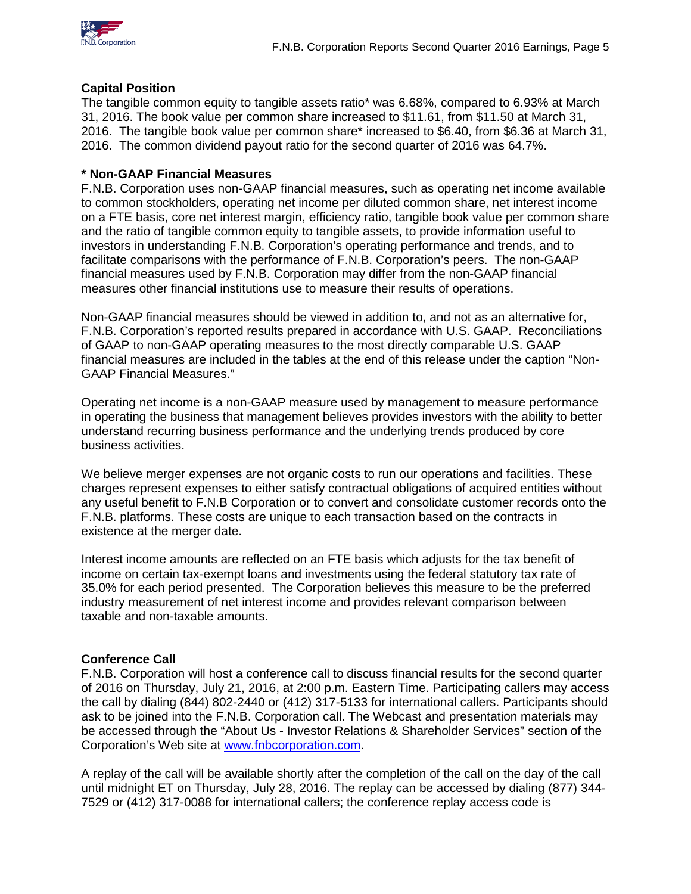### Capital Position

The tangible common equity to tangible assets ratio* was 6.68%, compared to 6.93% at March 31, 2016. The book value per common share increased to $11.61, from $11.50 at March 31, 2016. The tangible book value per common share* increased to $6.40, from $6.36 at March 31, 2016. The common dividend payout ratio for the second quarter of 2016 was 64.7%.

### * Non-GAAP Financial Measures

F.N.B. Corporation uses non-GAAP financial measures, such as operating net income available to common stockholders, operating net income per diluted common share, net interest income on a FTE basis, core net interest margin, efficiency ratio, tangible book value per common share and the ratio of tangible common equity to tangible assets, to provide information useful to investors in understanding F.N.B. Corporation's operating performance and trends, and to facilitate comparisons with the performance of F.N.B. Corporation's peers. The non-GAAP financial measures used by F.N.B. Corporation may differ from the non-GAAP financial measures other financial institutions use to measure their results of operations.

Non-GAAP financial measures should be viewed in addition to, and not as an alternative for, F.N.B. Corporation's reported results prepared in accordance with U.S. GAAP. Reconciliations of GAAP to non-GAAP operating measures to the most directly comparable U.S. GAAP financial measures are included in the tables at the end of this release under the caption "Non-GAAP Financial Measures."

Operating net income is a non-GAAP measure used by management to measure performance in operating the business that management believes provides investors with the ability to better understand recurring business performance and the underlying trends produced by core business activities.

We believe merger expenses are not organic costs to run our operations and facilities. These charges represent expenses to either satisfy contractual obligations of acquired entities without any useful benefit to F.N.B Corporation or to convert and consolidate customer records onto the F.N.B. platforms. These costs are unique to each transaction based on the contracts in existence at the merger date.

Interest income amounts are reflected on an FTE basis which adjusts for the tax benefit of income on certain tax-exempt loans and investments using the federal statutory tax rate of 35.0% for each period presented. The Corporation believes this measure to be the preferred industry measurement of net interest income and provides relevant comparison between taxable and non-taxable amounts.

### Conference Call

F.N.B. Corporation will host a conference call to discuss financial results for the second quarter of 2016 on Thursday, July 21, 2016, at 2:00 p.m. Eastern Time. Participating callers may access the call by dialing (844) 802-2440 or (412) 317-5133 for international callers. Participants should ask to be joined into the F.N.B. Corporation call. The Webcast and presentation materials may be accessed through the "About Us - Investor Relations & Shareholder Services" section of the Corporation's Web site at [www.fnbcorporation.com](http://www.fnbcorporation.com).

A replay of the call will be available shortly after the completion of the call on the day of the call until midnight ET on Thursday, July 28, 2016. The replay can be accessed by dialing (877) 344-7529 or (412) 317-0088 for international callers; the conference replay access code is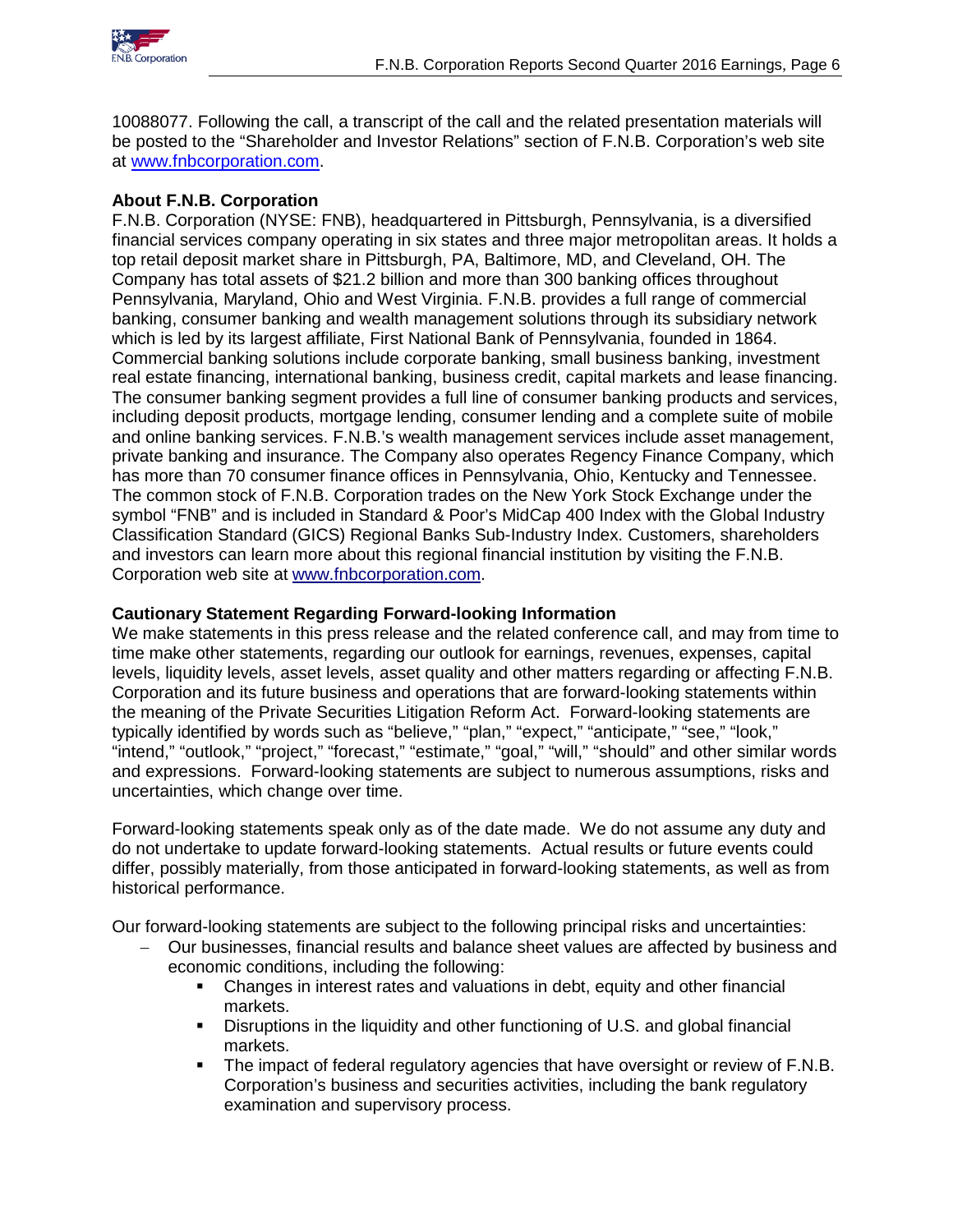10088077. Following the call, a transcript of the call and the related presentation materials will be posted to the "Shareholder and Investor Relations" section of F.N.B. Corporation's web site at www.fnbcorporation.com.

**About F.N.B. Corporation**

F.N.B. Corporation (NYSE: FNB), headquartered in Pittsburgh, Pennsylvania, is a diversified financial services company operating in six states and three major metropolitan areas. It holds a top retail deposit market share in Pittsburgh, PA, Baltimore, MD, and Cleveland, OH. The Company has total assets of $21.2 billion and more than 300 banking offices throughout Pennsylvania, Maryland, Ohio and West Virginia. F.N.B. provides a full range of commercial banking, consumer banking and wealth management solutions through its subsidiary network which is led by its largest affiliate, First National Bank of Pennsylvania, founded in 1864. Commercial banking solutions include corporate banking, small business banking, investment real estate financing, international banking, business credit, capital markets and lease financing. The consumer banking segment provides a full line of consumer banking products and services, including deposit products, mortgage lending, consumer lending and a complete suite of mobile and online banking services. F.N.B.'s wealth management services include asset management, private banking and insurance. The Company also operates Regency Finance Company, which has more than 70 consumer finance offices in Pennsylvania, Ohio, Kentucky and Tennessee. The common stock of F.N.B. Corporation trades on the New York Stock Exchange under the symbol "FNB" and is included in Standard & Poor's MidCap 400 Index with the Global Industry Classification Standard (GICS) Regional Banks Sub-Industry Index. Customers, shareholders and investors can learn more about this regional financial institution by visiting the F.N.B. Corporation web site at www.fnbcorporation.com.

**Cautionary Statement Regarding Forward-looking Information**

We make statements in this press release and the related conference call, and may from time to time make other statements, regarding our outlook for earnings, revenues, expenses, capital levels, liquidity levels, asset levels, asset quality and other matters regarding or affecting F.N.B. Corporation and its future business and operations that are forward-looking statements within the meaning of the Private Securities Litigation Reform Act. Forward-looking statements are typically identified by words such as "believe," "plan," "expect," "anticipate," "see," "look," "intend," "outlook," "project," "forecast," "estimate," "goal," "will," "should" and other similar words and expressions. Forward-looking statements are subject to numerous assumptions, risks and uncertainties, which change over time.

Forward-looking statements speak only as of the date made. We do not assume any duty and do not undertake to update forward-looking statements. Actual results or future events could differ, possibly materially, from those anticipated in forward-looking statements, as well as from historical performance.

Our forward-looking statements are subject to the following principal risks and uncertainties:

- Our businesses, financial results and balance sheet values are affected by business and economic conditions, including the following:
  - Changes in interest rates and valuations in debt, equity and other financial markets.
  - Disruptions in the liquidity and other functioning of U.S. and global financial markets.
  - The impact of federal regulatory agencies that have oversight or review of F.N.B. Corporation's business and securities activities, including the bank regulatory examination and supervisory process.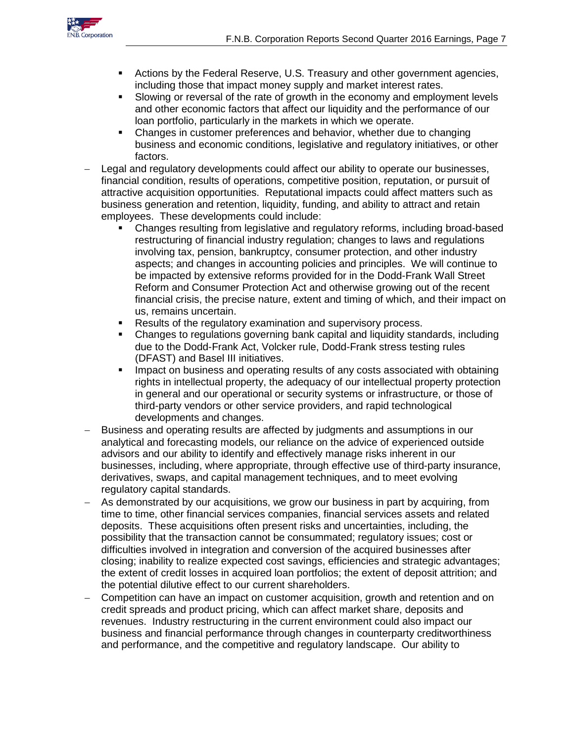- Actions by the Federal Reserve, U.S. Treasury and other government agencies, including those that impact money supply and market interest rates.
  - Slowing or reversal of the rate of growth in the economy and employment levels and other economic factors that affect our liquidity and the performance of our loan portfolio, particularly in the markets in which we operate.
  - Changes in customer preferences and behavior, whether due to changing business and economic conditions, legislative and regulatory initiatives, or other factors.
- Legal and regulatory developments could affect our ability to operate our businesses, financial condition, results of operations, competitive position, reputation, or pursuit of attractive acquisition opportunities. Reputational impacts could affect matters such as business generation and retention, liquidity, funding, and ability to attract and retain employees. These developments could include:
  - Changes resulting from legislative and regulatory reforms, including broad-based restructuring of financial industry regulation; changes to laws and regulations involving tax, pension, bankruptcy, consumer protection, and other industry aspects; and changes in accounting policies and principles. We will continue to be impacted by extensive reforms provided for in the Dodd-Frank Wall Street Reform and Consumer Protection Act and otherwise growing out of the recent financial crisis, the precise nature, extent and timing of which, and their impact on us, remains uncertain.
  - Results of the regulatory examination and supervisory process.
  - Changes to regulations governing bank capital and liquidity standards, including due to the Dodd-Frank Act, Volcker rule, Dodd-Frank stress testing rules (DFAST) and Basel III initiatives.
  - Impact on business and operating results of any costs associated with obtaining rights in intellectual property, the adequacy of our intellectual property protection in general and our operational or security systems or infrastructure, or those of third-party vendors or other service providers, and rapid technological developments and changes.
- Business and operating results are affected by judgments and assumptions in our analytical and forecasting models, our reliance on the advice of experienced outside advisors and our ability to identify and effectively manage risks inherent in our businesses, including, where appropriate, through effective use of third-party insurance, derivatives, swaps, and capital management techniques, and to meet evolving regulatory capital standards.
- As demonstrated by our acquisitions, we grow our business in part by acquiring, from time to time, other financial services companies, financial services assets and related deposits. These acquisitions often present risks and uncertainties, including, the possibility that the transaction cannot be consummated; regulatory issues; cost or difficulties involved in integration and conversion of the acquired businesses after closing; inability to realize expected cost savings, efficiencies and strategic advantages; the extent of credit losses in acquired loan portfolios; the extent of deposit attrition; and the potential dilutive effect to our current shareholders.
- Competition can have an impact on customer acquisition, growth and retention and on credit spreads and product pricing, which can affect market share, deposits and revenues. Industry restructuring in the current environment could also impact our business and financial performance through changes in counterparty creditworthiness and performance, and the competitive and regulatory landscape. Our ability to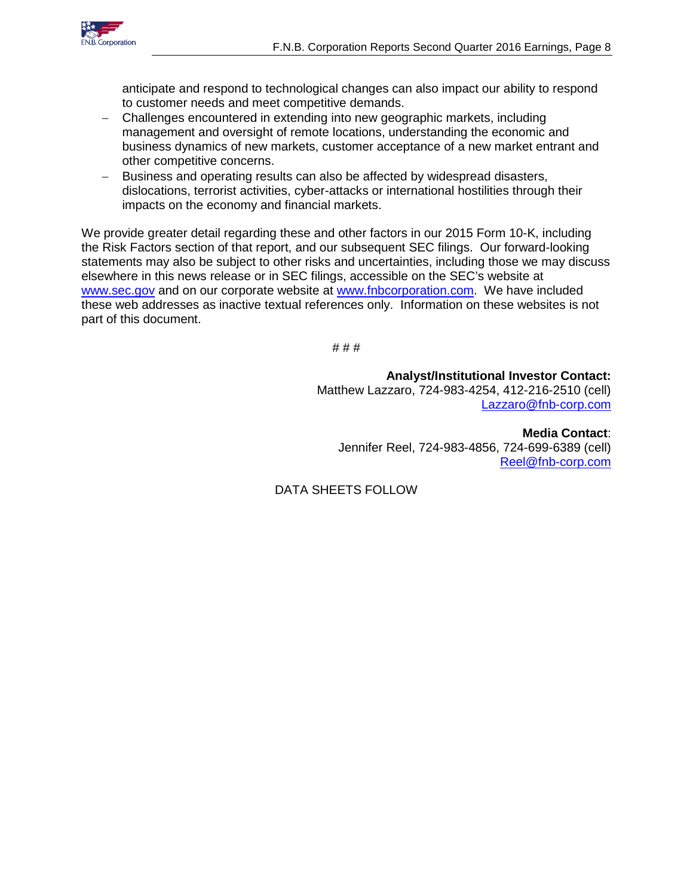anticipate and respond to technological changes can also impact our ability to respond to customer needs and meet competitive demands.

- Challenges encountered in extending into new geographic markets, including management and oversight of remote locations, understanding the economic and business dynamics of new markets, customer acceptance of a new market entrant and other competitive concerns.
- Business and operating results can also be affected by widespread disasters, dislocations, terrorist activities, cyber-attacks or international hostilities through their impacts on the economy and financial markets.

We provide greater detail regarding these and other factors in our 2015 Form 10-K, including the Risk Factors section of that report, and our subsequent SEC filings. Our forward-looking statements may also be subject to other risks and uncertainties, including those we may discuss elsewhere in this news release or in SEC filings, accessible on the SEC's website at www.sec.gov and on our corporate website at www.fnbcorporation.com. We have included these web addresses as inactive textual references only. Information on these websites is not part of this document.

# # #

**Analyst/Institutional Investor Contact:**
Matthew Lazzaro, 724-983-4254, 412-216-2510 (cell)
Lazzaro@fnb-corp.com

**Media Contact**:
Jennifer Reel, 724-983-4856, 724-699-6389 (cell)
Reel@fnb-corp.com

DATA SHEETS FOLLOW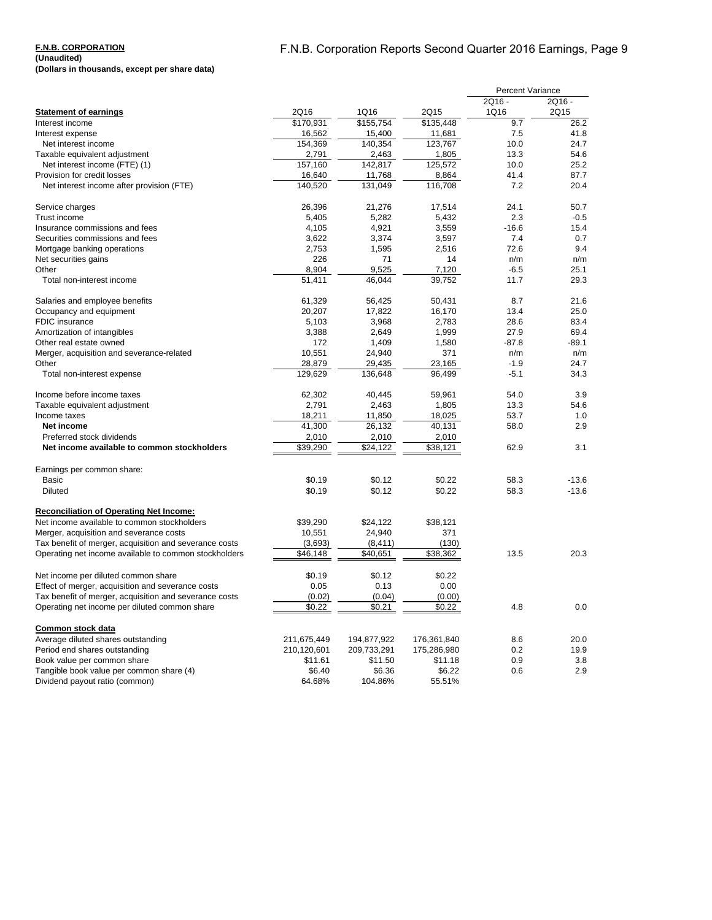**F.N.B. CORPORATION**
**(Unaudited)**
**(Dollars in thousands, except per share data)**

F.N.B. Corporation Reports Second Quarter 2016 Earnings, Page 9

| | | | | Percent Variance | |
|---|---|---|---|---|---|
| **Statement of earnings** | 2Q16 | 1Q16 | 2Q15 | 2Q16 - 1Q16 | 2Q16 - 2Q15 |
| Interest income | $170,931 | $155,754 | $135,448 | 9.7 | 26.2 |
| Interest expense | 16,562 | 15,400 | 11,681 | 7.5 | 41.8 |
| Net interest income | 154,369 | 140,354 | 123,767 | 10.0 | 24.7 |
| Taxable equivalent adjustment | 2,791 | 2,463 | 1,805 | 13.3 | 54.6 |
| Net interest income (FTE) (1) | 157,160 | 142,817 | 125,572 | 10.0 | 25.2 |
| Provision for credit losses | 16,640 | 11,768 | 8,864 | 41.4 | 87.7 |
| Net interest income after provision (FTE) | 140,520 | 131,049 | 116,708 | 7.2 | 20.4 |
| | | | | | |
| Service charges | 26,396 | 21,276 | 17,514 | 24.1 | 50.7 |
| Trust income | 5,405 | 5,282 | 5,432 | 2.3 | -0.5 |
| Insurance commissions and fees | 4,105 | 4,921 | 3,559 | -16.6 | 15.4 |
| Securities commissions and fees | 3,622 | 3,374 | 3,597 | 7.4 | 0.7 |
| Mortgage banking operations | 2,753 | 1,595 | 2,516 | 72.6 | 9.4 |
| Net securities gains | 226 | 71 | 14 | n/m | n/m |
| Other | 8,904 | 9,525 | 7,120 | -6.5 | 25.1 |
| Total non-interest income | 51,411 | 46,044 | 39,752 | 11.7 | 29.3 |
| | | | | | |
| Salaries and employee benefits | 61,329 | 56,425 | 50,431 | 8.7 | 21.6 |
| Occupancy and equipment | 20,207 | 17,822 | 16,170 | 13.4 | 25.0 |
| FDIC insurance | 5,103 | 3,968 | 2,783 | 28.6 | 83.4 |
| Amortization of intangibles | 3,388 | 2,649 | 1,999 | 27.9 | 69.4 |
| Other real estate owned | 172 | 1,409 | 1,580 | -87.8 | -89.1 |
| Merger, acquisition and severance-related | 10,551 | 24,940 | 371 | n/m | n/m |
| Other | 28,879 | 29,435 | 23,165 | -1.9 | 24.7 |
| Total non-interest expense | 129,629 | 136,648 | 96,499 | -5.1 | 34.3 |
| | | | | | |
| Income before income taxes | 62,302 | 40,445 | 59,961 | 54.0 | 3.9 |
| Taxable equivalent adjustment | 2,791 | 2,463 | 1,805 | 13.3 | 54.6 |
| Income taxes | 18,211 | 11,850 | 18,025 | 53.7 | 1.0 |
| **Net income** | 41,300 | 26,132 | 40,131 | 58.0 | 2.9 |
| Preferred stock dividends | 2,010 | 2,010 | 2,010 | | |
| **Net income available to common stockholders** | $39,290 | $24,122 | $38,121 | 62.9 | 3.1 |
| | | | | | |
| Earnings per common share: | | | | | |
| Basic | $0.19 | $0.12 | $0.22 | 58.3 | -13.6 |
| Diluted | $0.19 | $0.12 | $0.22 | 58.3 | -13.6 |
| | | | | | |
| **Reconciliation of Operating Net Income:** | | | | | |
| Net income available to common stockholders | $39,290 | $24,122 | $38,121 | | |
| Merger, acquisition and severance costs | 10,551 | 24,940 | 371 | | |
| Tax benefit of merger, acquisition and severance costs | (3,693) | (8,411) | (130) | | |
| Operating net income available to common stockholders | $46,148 | $40,651 | $38,362 | 13.5 | 20.3 |
| | | | | | |
| Net income per diluted common share | $0.19 | $0.12 | $0.22 | | |
| Effect of merger, acquisition and severance costs | 0.05 | 0.13 | 0.00 | | |
| Tax benefit of merger, acquisition and severance costs | (0.02) | (0.04) | (0.00) | | |
| Operating net income per diluted common share | $0.22 | $0.21 | $0.22 | 4.8 | 0.0 |
| | | | | | |
| **Common stock data** | | | | | |
| Average diluted shares outstanding | 211,675,449 | 194,877,922 | 176,361,840 | 8.6 | 20.0 |
| Period end shares outstanding | 210,120,601 | 209,733,291 | 175,286,980 | 0.2 | 19.9 |
| Book value per common share | $11.61 | $11.50 | $11.18 | 0.9 | 3.8 |
| Tangible book value per common share (4) | $6.40 | $6.36 | $6.22 | 0.6 | 2.9 |
| Dividend payout ratio (common) | 64.68% | 104.86% | 55.51% | | |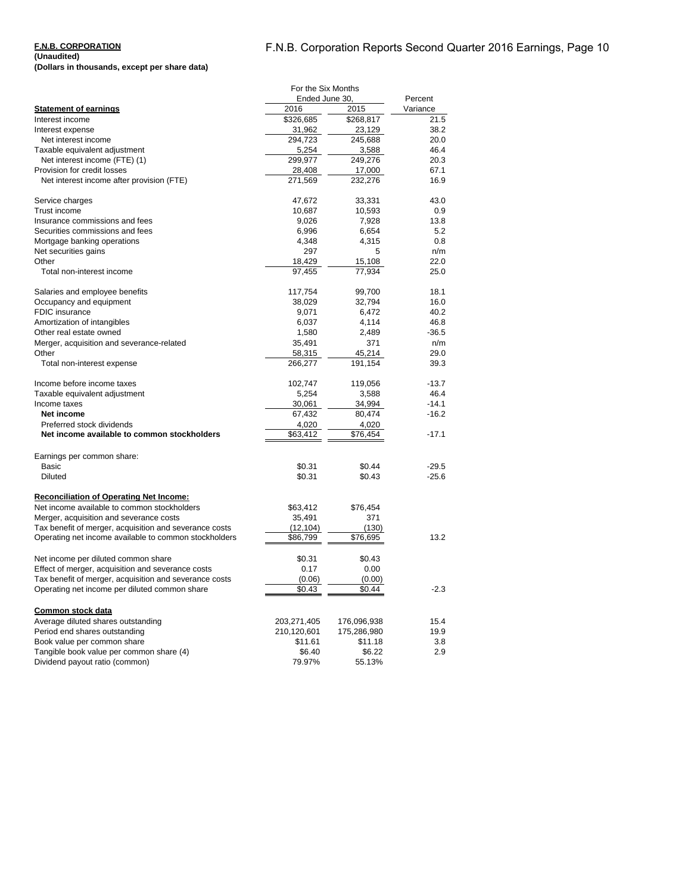**F.N.B. CORPORATION**
**(Unaudited)**
**(Dollars in thousands, except per share data)**

| | For the Six Months Ended June 30, | | Percent |
|---|---|---|---|
| **Statement of earnings** | 2016 | 2015 | Variance |
| Interest income | $326,685 | $268,817 | 21.5 |
| Interest expense | 31,962 | 23,129 | 38.2 |
| Net interest income | 294,723 | 245,688 | 20.0 |
| Taxable equivalent adjustment | 5,254 | 3,588 | 46.4 |
| Net interest income (FTE) (1) | 299,977 | 249,276 | 20.3 |
| Provision for credit losses | 28,408 | 17,000 | 67.1 |
| Net interest income after provision (FTE) | 271,569 | 232,276 | 16.9 |
| | | | |
| Service charges | 47,672 | 33,331 | 43.0 |
| Trust income | 10,687 | 10,593 | 0.9 |
| Insurance commissions and fees | 9,026 | 7,928 | 13.8 |
| Securities commissions and fees | 6,996 | 6,654 | 5.2 |
| Mortgage banking operations | 4,348 | 4,315 | 0.8 |
| Net securities gains | 297 | 5 | n/m |
| Other | 18,429 | 15,108 | 22.0 |
| Total non-interest income | 97,455 | 77,934 | 25.0 |
| | | | |
| Salaries and employee benefits | 117,754 | 99,700 | 18.1 |
| Occupancy and equipment | 38,029 | 32,794 | 16.0 |
| FDIC insurance | 9,071 | 6,472 | 40.2 |
| Amortization of intangibles | 6,037 | 4,114 | 46.8 |
| Other real estate owned | 1,580 | 2,489 | -36.5 |
| Merger, acquisition and severance-related | 35,491 | 371 | n/m |
| Other | 58,315 | 45,214 | 29.0 |
| Total non-interest expense | 266,277 | 191,154 | 39.3 |
| | | | |
| Income before income taxes | 102,747 | 119,056 | -13.7 |
| Taxable equivalent adjustment | 5,254 | 3,588 | 46.4 |
| Income taxes | 30,061 | 34,994 | -14.1 |
| **Net income** | 67,432 | 80,474 | -16.2 |
| Preferred stock dividends | 4,020 | 4,020 | |
| **Net income available to common stockholders** | $63,412 | $76,454 | -17.1 |
| | | | |
| Earnings per common share: | | | |
| Basic | $0.31 | $0.44 | -29.5 |
| Diluted | $0.31 | $0.43 | -25.6 |
| | | | |
| **Reconciliation of Operating Net Income:** | | | |
| Net income available to common stockholders | $63,412 | $76,454 | |
| Merger, acquisition and severance costs | 35,491 | 371 | |
| Tax benefit of merger, acquisition and severance costs | (12,104) | (130) | |
| Operating net income available to common stockholders | $86,799 | $76,695 | 13.2 |
| | | | |
| Net income per diluted common share | $0.31 | $0.43 | |
| Effect of merger, acquisition and severance costs | 0.17 | 0.00 | |
| Tax benefit of merger, acquisition and severance costs | (0.06) | (0.00) | |
| Operating net income per diluted common share | $0.43 | $0.44 | -2.3 |
| | | | |
| **Common stock data** | | | |
| Average diluted shares outstanding | 203,271,405 | 176,096,938 | 15.4 |
| Period end shares outstanding | 210,120,601 | 175,286,980 | 19.9 |
| Book value per common share | $11.61 | $11.18 | 3.8 |
| Tangible book value per common share (4) | $6.40 | $6.22 | 2.9 |
| Dividend payout ratio (common) | 79.97% | 55.13% | |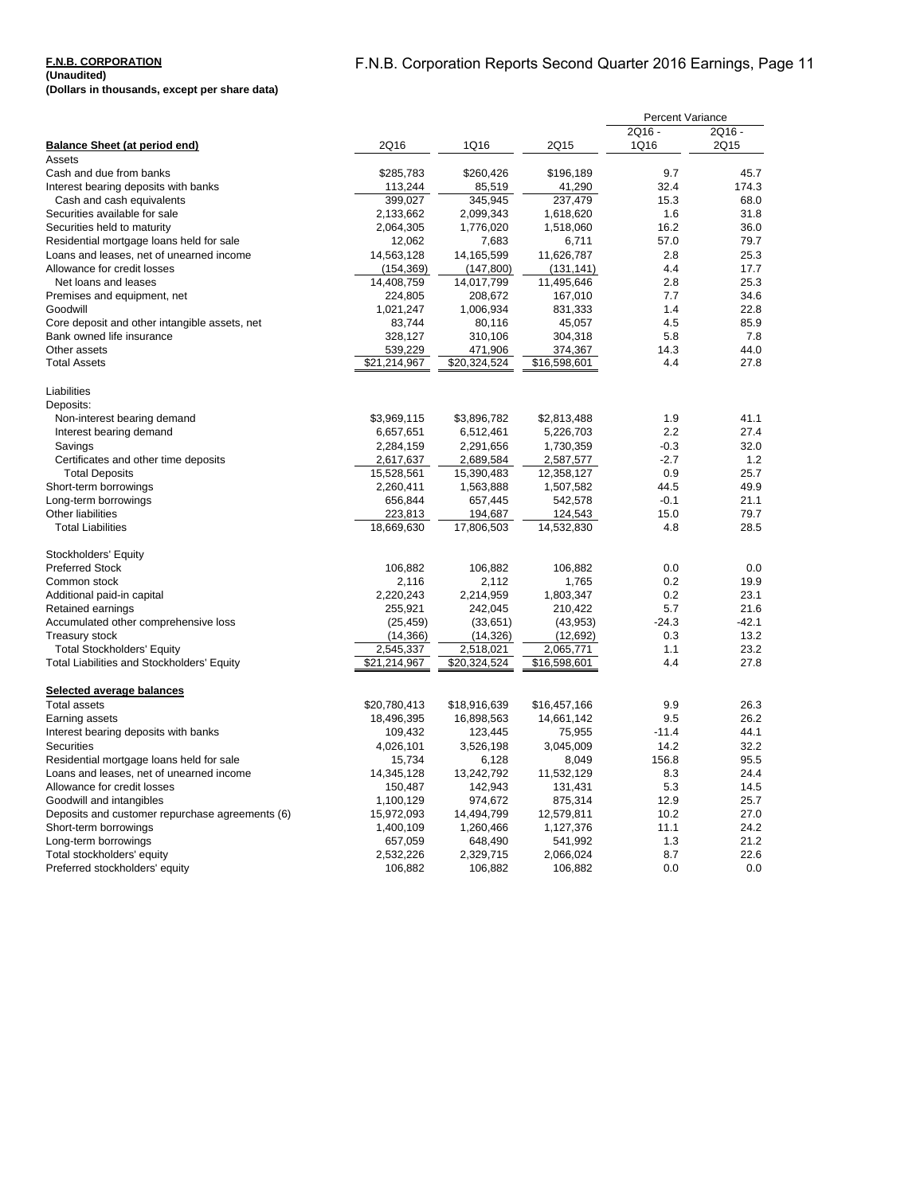**F.N.B. CORPORATION**
**(Unaudited)**
**(Dollars in thousands, except per share data)**

| | | | | Percent Variance | |
|---|---|---|---|---|---|
| **Balance Sheet (at period end)** | 2Q16 | 1Q16 | 2Q15 | 2Q16 - 1Q16 | 2Q16 - 2Q15 |
| Assets | | | | | |
| Cash and due from banks | $285,783 | $260,426 | $196,189 | 9.7 | 45.7 |
| Interest bearing deposits with banks | 113,244 | 85,519 | 41,290 | 32.4 | 174.3 |
| Cash and cash equivalents | 399,027 | 345,945 | 237,479 | 15.3 | 68.0 |
| Securities available for sale | 2,133,662 | 2,099,343 | 1,618,620 | 1.6 | 31.8 |
| Securities held to maturity | 2,064,305 | 1,776,020 | 1,518,060 | 16.2 | 36.0 |
| Residential mortgage loans held for sale | 12,062 | 7,683 | 6,711 | 57.0 | 79.7 |
| Loans and leases, net of unearned income | 14,563,128 | 14,165,599 | 11,626,787 | 2.8 | 25.3 |
| Allowance for credit losses | (154,369) | (147,800) | (131,141) | 4.4 | 17.7 |
| Net loans and leases | 14,408,759 | 14,017,799 | 11,495,646 | 2.8 | 25.3 |
| Premises and equipment, net | 224,805 | 208,672 | 167,010 | 7.7 | 34.6 |
| Goodwill | 1,021,247 | 1,006,934 | 831,333 | 1.4 | 22.8 |
| Core deposit and other intangible assets, net | 83,744 | 80,116 | 45,057 | 4.5 | 85.9 |
| Bank owned life insurance | 328,127 | 310,106 | 304,318 | 5.8 | 7.8 |
| Other assets | 539,229 | 471,906 | 374,367 | 14.3 | 44.0 |
| Total Assets | $21,214,967 | $20,324,524 | $16,598,601 | 4.4 | 27.8 |
| | | | | | |
| Liabilities | | | | | |
| Deposits: | | | | | |
| Non-interest bearing demand | $3,969,115 | $3,896,782 | $2,813,488 | 1.9 | 41.1 |
| Interest bearing demand | 6,657,651 | 6,512,461 | 5,226,703 | 2.2 | 27.4 |
| Savings | 2,284,159 | 2,291,656 | 1,730,359 | -0.3 | 32.0 |
| Certificates and other time deposits | 2,617,637 | 2,689,584 | 2,587,577 | -2.7 | 1.2 |
| Total Deposits | 15,528,561 | 15,390,483 | 12,358,127 | 0.9 | 25.7 |
| Short-term borrowings | 2,260,411 | 1,563,888 | 1,507,582 | 44.5 | 49.9 |
| Long-term borrowings | 656,844 | 657,445 | 542,578 | -0.1 | 21.1 |
| Other liabilities | 223,813 | 194,687 | 124,543 | 15.0 | 79.7 |
| Total Liabilities | 18,669,630 | 17,806,503 | 14,532,830 | 4.8 | 28.5 |
| | | | | | |
| Stockholders' Equity | | | | | |
| Preferred Stock | 106,882 | 106,882 | 106,882 | 0.0 | 0.0 |
| Common stock | 2,116 | 2,112 | 1,765 | 0.2 | 19.9 |
| Additional paid-in capital | 2,220,243 | 2,214,959 | 1,803,347 | 0.2 | 23.1 |
| Retained earnings | 255,921 | 242,045 | 210,422 | 5.7 | 21.6 |
| Accumulated other comprehensive loss | (25,459) | (33,651) | (43,953) | -24.3 | -42.1 |
| Treasury stock | (14,366) | (14,326) | (12,692) | 0.3 | 13.2 |
| Total Stockholders' Equity | 2,545,337 | 2,518,021 | 2,065,771 | 1.1 | 23.2 |
| Total Liabilities and Stockholders' Equity | $21,214,967 | $20,324,524 | $16,598,601 | 4.4 | 27.8 |
| | | | | | |
| **Selected average balances** | | | | | |
| Total assets | $20,780,413 | $18,916,639 | $16,457,166 | 9.9 | 26.3 |
| Earning assets | 18,496,395 | 16,898,563 | 14,661,142 | 9.5 | 26.2 |
| Interest bearing deposits with banks | 109,432 | 123,445 | 75,955 | -11.4 | 44.1 |
| Securities | 4,026,101 | 3,526,198 | 3,045,009 | 14.2 | 32.2 |
| Residential mortgage loans held for sale | 15,734 | 6,128 | 8,049 | 156.8 | 95.5 |
| Loans and leases, net of unearned income | 14,345,128 | 13,242,792 | 11,532,129 | 8.3 | 24.4 |
| Allowance for credit losses | 150,487 | 142,943 | 131,431 | 5.3 | 14.5 |
| Goodwill and intangibles | 1,100,129 | 974,672 | 875,314 | 12.9 | 25.7 |
| Deposits and customer repurchase agreements (6) | 15,972,093 | 14,494,799 | 12,579,811 | 10.2 | 27.0 |
| Short-term borrowings | 1,400,109 | 1,260,466 | 1,127,376 | 11.1 | 24.2 |
| Long-term borrowings | 657,059 | 648,490 | 541,992 | 1.3 | 21.2 |
| Total stockholders' equity | 2,532,226 | 2,329,715 | 2,066,024 | 8.7 | 22.6 |
| Preferred stockholders' equity | 106,882 | 106,882 | 106,882 | 0.0 | 0.0 |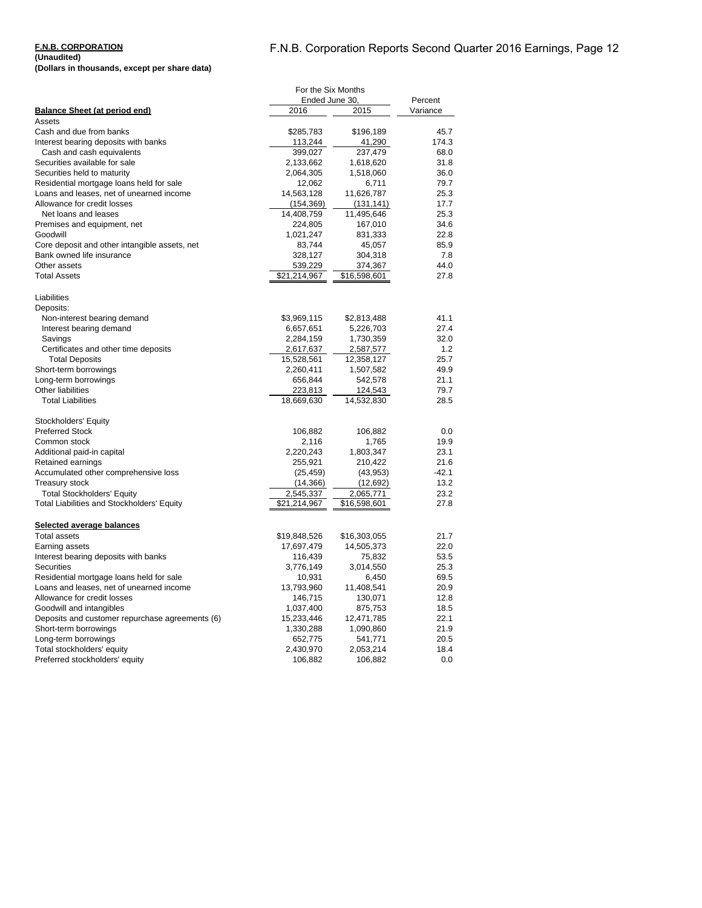**F.N.B. CORPORATION**
**(Unaudited)**
**(Dollars in thousands, except per share data)**

| | For the Six Months Ended June 30, | | Percent |
|---|---|---|---|
| **Balance Sheet (at period end)** | 2016 | 2015 | Variance |
| Assets | | | |
| Cash and due from banks | $285,783 | $196,189 | 45.7 |
| Interest bearing deposits with banks | 113,244 | 41,290 | 174.3 |
| Cash and cash equivalents | 399,027 | 237,479 | 68.0 |
| Securities available for sale | 2,133,662 | 1,618,620 | 31.8 |
| Securities held to maturity | 2,064,305 | 1,518,060 | 36.0 |
| Residential mortgage loans held for sale | 12,062 | 6,711 | 79.7 |
| Loans and leases, net of unearned income | 14,563,128 | 11,626,787 | 25.3 |
| Allowance for credit losses | (154,369) | (131,141) | 17.7 |
| Net loans and leases | 14,408,759 | 11,495,646 | 25.3 |
| Premises and equipment, net | 224,805 | 167,010 | 34.6 |
| Goodwill | 1,021,247 | 831,333 | 22.8 |
| Core deposit and other intangible assets, net | 83,744 | 45,057 | 85.9 |
| Bank owned life insurance | 328,127 | 304,318 | 7.8 |
| Other assets | 539,229 | 374,367 | 44.0 |
| Total Assets | $21,214,967 | $16,598,601 | 27.8 |
| | | | |
| Liabilities | | | |
| Deposits: | | | |
| Non-interest bearing demand | $3,969,115 | $2,813,488 | 41.1 |
| Interest bearing demand | 6,657,651 | 5,226,703 | 27.4 |
| Savings | 2,284,159 | 1,730,359 | 32.0 |
| Certificates and other time deposits | 2,617,637 | 2,587,577 | 1.2 |
| Total Deposits | 15,528,561 | 12,358,127 | 25.7 |
| Short-term borrowings | 2,260,411 | 1,507,582 | 49.9 |
| Long-term borrowings | 656,844 | 542,578 | 21.1 |
| Other liabilities | 223,813 | 124,543 | 79.7 |
| Total Liabilities | 18,669,630 | 14,532,830 | 28.5 |
| | | | |
| Stockholders' Equity | | | |
| Preferred Stock | 106,882 | 106,882 | 0.0 |
| Common stock | 2,116 | 1,765 | 19.9 |
| Additional paid-in capital | 2,220,243 | 1,803,347 | 23.1 |
| Retained earnings | 255,921 | 210,422 | 21.6 |
| Accumulated other comprehensive loss | (25,459) | (43,953) | -42.1 |
| Treasury stock | (14,366) | (12,692) | 13.2 |
| Total Stockholders' Equity | 2,545,337 | 2,065,771 | 23.2 |
| Total Liabilities and Stockholders' Equity | $21,214,967 | $16,598,601 | 27.8 |
| | | | |
| **Selected average balances** | | | |
| Total assets | $19,848,526 | $16,303,055 | 21.7 |
| Earning assets | 17,697,479 | 14,505,373 | 22.0 |
| Interest bearing deposits with banks | 116,439 | 75,832 | 53.5 |
| Securities | 3,776,149 | 3,014,550 | 25.3 |
| Residential mortgage loans held for sale | 10,931 | 6,450 | 69.5 |
| Loans and leases, net of unearned income | 13,793,960 | 11,408,541 | 20.9 |
| Allowance for credit losses | 146,715 | 130,071 | 12.8 |
| Goodwill and intangibles | 1,037,400 | 875,753 | 18.5 |
| Deposits and customer repurchase agreements (6) | 15,233,446 | 12,471,785 | 22.1 |
| Short-term borrowings | 1,330,288 | 1,090,860 | 21.9 |
| Long-term borrowings | 652,775 | 541,771 | 20.5 |
| Total stockholders' equity | 2,430,970 | 2,053,214 | 18.4 |
| Preferred stockholders' equity | 106,882 | 106,882 | 0.0 |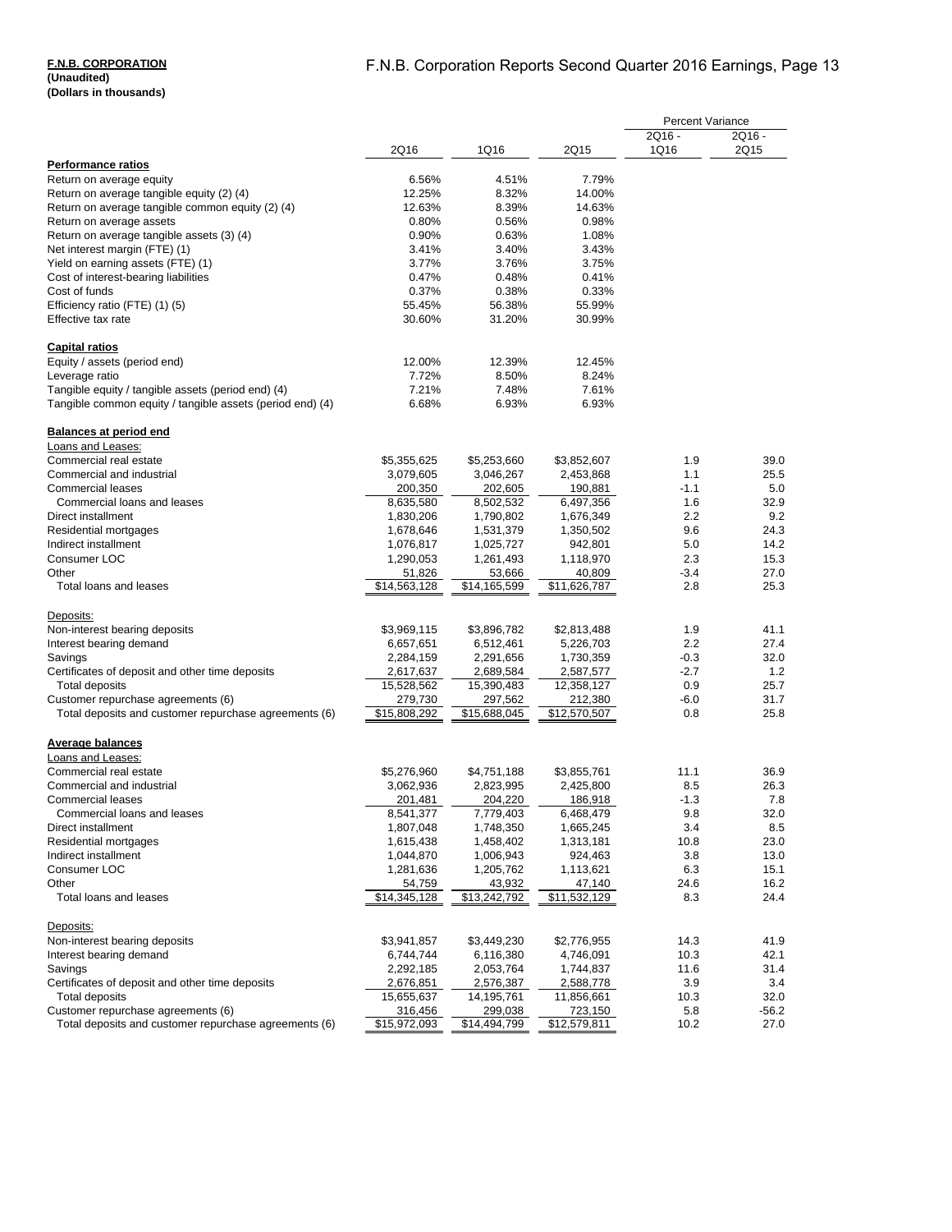**F.N.B. CORPORATION**
**(Unaudited)**
**(Dollars in thousands)**

| | 2Q16 | 1Q16 | 2Q15 | Percent Variance 2Q16 - 1Q16 | Percent Variance 2Q16 - 2Q15 |
|---|---|---|---|---|---|
| **Performance ratios** | | | | | |
| Return on average equity | 6.56% | 4.51% | 7.79% | | |
| Return on average tangible equity (2) (4) | 12.25% | 8.32% | 14.00% | | |
| Return on average tangible common equity (2) (4) | 12.63% | 8.39% | 14.63% | | |
| Return on average assets | 0.80% | 0.56% | 0.98% | | |
| Return on average tangible assets (3) (4) | 0.90% | 0.63% | 1.08% | | |
| Net interest margin (FTE) (1) | 3.41% | 3.40% | 3.43% | | |
| Yield on earning assets (FTE) (1) | 3.77% | 3.76% | 3.75% | | |
| Cost of interest-bearing liabilities | 0.47% | 0.48% | 0.41% | | |
| Cost of funds | 0.37% | 0.38% | 0.33% | | |
| Efficiency ratio (FTE) (1) (5) | 55.45% | 56.38% | 55.99% | | |
| Effective tax rate | 30.60% | 31.20% | 30.99% | | |
| **Capital ratios** | | | | | |
| Equity / assets (period end) | 12.00% | 12.39% | 12.45% | | |
| Leverage ratio | 7.72% | 8.50% | 8.24% | | |
| Tangible equity / tangible assets (period end) (4) | 7.21% | 7.48% | 7.61% | | |
| Tangible common equity / tangible assets (period end) (4) | 6.68% | 6.93% | 6.93% | | |
| **Balances at period end** | | | | | |
| Loans and Leases: | | | | | |
| Commercial real estate | $5,355,625 | $5,253,660 | $3,852,607 | 1.9 | 39.0 |
| Commercial and industrial | 3,079,605 | 3,046,267 | 2,453,868 | 1.1 | 25.5 |
| Commercial leases | 200,350 | 202,605 | 190,881 | -1.1 | 5.0 |
| Commercial loans and leases | 8,635,580 | 8,502,532 | 6,497,356 | 1.6 | 32.9 |
| Direct installment | 1,830,206 | 1,790,802 | 1,676,349 | 2.2 | 9.2 |
| Residential mortgages | 1,678,646 | 1,531,379 | 1,350,502 | 9.6 | 24.3 |
| Indirect installment | 1,076,817 | 1,025,727 | 942,801 | 5.0 | 14.2 |
| Consumer LOC | 1,290,053 | 1,261,493 | 1,118,970 | 2.3 | 15.3 |
| Other | 51,826 | 53,666 | 40,809 | -3.4 | 27.0 |
| Total loans and leases | $14,563,128 | $14,165,599 | $11,626,787 | 2.8 | 25.3 |
| Deposits: | | | | | |
| Non-interest bearing deposits | $3,969,115 | $3,896,782 | $2,813,488 | 1.9 | 41.1 |
| Interest bearing demand | 6,657,651 | 6,512,461 | 5,226,703 | 2.2 | 27.4 |
| Savings | 2,284,159 | 2,291,656 | 1,730,359 | -0.3 | 32.0 |
| Certificates of deposit and other time deposits | 2,617,637 | 2,689,584 | 2,587,577 | -2.7 | 1.2 |
| Total deposits | 15,528,562 | 15,390,483 | 12,358,127 | 0.9 | 25.7 |
| Customer repurchase agreements (6) | 279,730 | 297,562 | 212,380 | -6.0 | 31.7 |
| Total deposits and customer repurchase agreements (6) | $15,808,292 | $15,688,045 | $12,570,507 | 0.8 | 25.8 |
| **Average balances** | | | | | |
| Loans and Leases: | | | | | |
| Commercial real estate | $5,276,960 | $4,751,188 | $3,855,761 | 11.1 | 36.9 |
| Commercial and industrial | 3,062,936 | 2,823,995 | 2,425,800 | 8.5 | 26.3 |
| Commercial leases | 201,481 | 204,220 | 186,918 | -1.3 | 7.8 |
| Commercial loans and leases | 8,541,377 | 7,779,403 | 6,468,479 | 9.8 | 32.0 |
| Direct installment | 1,807,048 | 1,748,350 | 1,665,245 | 3.4 | 8.5 |
| Residential mortgages | 1,615,438 | 1,458,402 | 1,313,181 | 10.8 | 23.0 |
| Indirect installment | 1,044,870 | 1,006,943 | 924,463 | 3.8 | 13.0 |
| Consumer LOC | 1,281,636 | 1,205,762 | 1,113,621 | 6.3 | 15.1 |
| Other | 54,759 | 43,932 | 47,140 | 24.6 | 16.2 |
| Total loans and leases | $14,345,128 | $13,242,792 | $11,532,129 | 8.3 | 24.4 |
| Deposits: | | | | | |
| Non-interest bearing deposits | $3,941,857 | $3,449,230 | $2,776,955 | 14.3 | 41.9 |
| Interest bearing demand | 6,744,744 | 6,116,380 | 4,746,091 | 10.3 | 42.1 |
| Savings | 2,292,185 | 2,053,764 | 1,744,837 | 11.6 | 31.4 |
| Certificates of deposit and other time deposits | 2,676,851 | 2,576,387 | 2,588,778 | 3.9 | 3.4 |
| Total deposits | 15,655,637 | 14,195,761 | 11,856,661 | 10.3 | 32.0 |
| Customer repurchase agreements (6) | 316,456 | 299,038 | 723,150 | 5.8 | -56.2 |
| Total deposits and customer repurchase agreements (6) | $15,972,093 | $14,494,799 | $12,579,811 | 10.2 | 27.0 |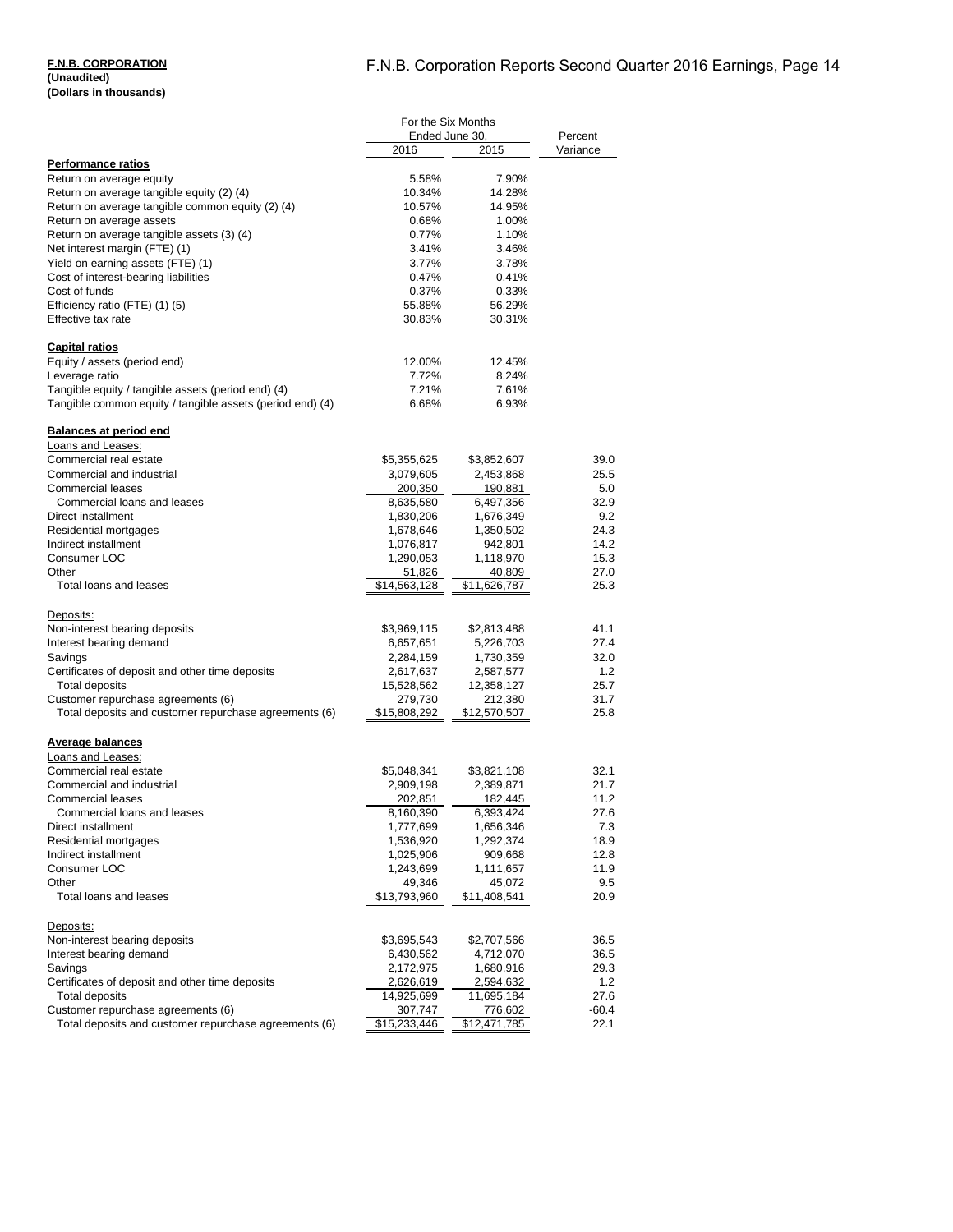**F.N.B. CORPORATION**
**(Unaudited)**
**(Dollars in thousands)**

| | For the Six Months Ended June 30, | | Percent |
|---|---|---|---|
| | 2016 | 2015 | Variance |
| **Performance ratios** | | | |
| Return on average equity | 5.58% | 7.90% | |
| Return on average tangible equity (2) (4) | 10.34% | 14.28% | |
| Return on average tangible common equity (2) (4) | 10.57% | 14.95% | |
| Return on average assets | 0.68% | 1.00% | |
| Return on average tangible assets (3) (4) | 0.77% | 1.10% | |
| Net interest margin (FTE) (1) | 3.41% | 3.46% | |
| Yield on earning assets (FTE) (1) | 3.77% | 3.78% | |
| Cost of interest-bearing liabilities | 0.47% | 0.41% | |
| Cost of funds | 0.37% | 0.33% | |
| Efficiency ratio (FTE) (1) (5) | 55.88% | 56.29% | |
| Effective tax rate | 30.83% | 30.31% | |
| **Capital ratios** | | | |
| Equity / assets (period end) | 12.00% | 12.45% | |
| Leverage ratio | 7.72% | 8.24% | |
| Tangible equity / tangible assets (period end) (4) | 7.21% | 7.61% | |
| Tangible common equity / tangible assets (period end) (4) | 6.68% | 6.93% | |
| **Balances at period end** | | | |
| Loans and Leases: | | | |
| Commercial real estate | $5,355,625 | $3,852,607 | 39.0 |
| Commercial and industrial | 3,079,605 | 2,453,868 | 25.5 |
| Commercial leases | 200,350 | 190,881 | 5.0 |
| Commercial loans and leases | 8,635,580 | 6,497,356 | 32.9 |
| Direct installment | 1,830,206 | 1,676,349 | 9.2 |
| Residential mortgages | 1,678,646 | 1,350,502 | 24.3 |
| Indirect installment | 1,076,817 | 942,801 | 14.2 |
| Consumer LOC | 1,290,053 | 1,118,970 | 15.3 |
| Other | 51,826 | 40,809 | 27.0 |
| Total loans and leases | $14,563,128 | $11,626,787 | 25.3 |
| Deposits: | | | |
| Non-interest bearing deposits | $3,969,115 | $2,813,488 | 41.1 |
| Interest bearing demand | 6,657,651 | 5,226,703 | 27.4 |
| Savings | 2,284,159 | 1,730,359 | 32.0 |
| Certificates of deposit and other time deposits | 2,617,637 | 2,587,577 | 1.2 |
| Total deposits | 15,528,562 | 12,358,127 | 25.7 |
| Customer repurchase agreements (6) | 279,730 | 212,380 | 31.7 |
| Total deposits and customer repurchase agreements (6) | $15,808,292 | $12,570,507 | 25.8 |
| **Average balances** | | | |
| Loans and Leases: | | | |
| Commercial real estate | $5,048,341 | $3,821,108 | 32.1 |
| Commercial and industrial | 2,909,198 | 2,389,871 | 21.7 |
| Commercial leases | 202,851 | 182,445 | 11.2 |
| Commercial loans and leases | 8,160,390 | 6,393,424 | 27.6 |
| Direct installment | 1,777,699 | 1,656,346 | 7.3 |
| Residential mortgages | 1,536,920 | 1,292,374 | 18.9 |
| Indirect installment | 1,025,906 | 909,668 | 12.8 |
| Consumer LOC | 1,243,699 | 1,111,657 | 11.9 |
| Other | 49,346 | 45,072 | 9.5 |
| Total loans and leases | $13,793,960 | $11,408,541 | 20.9 |
| Deposits: | | | |
| Non-interest bearing deposits | $3,695,543 | $2,707,566 | 36.5 |
| Interest bearing demand | 6,430,562 | 4,712,070 | 36.5 |
| Savings | 2,172,975 | 1,680,916 | 29.3 |
| Certificates of deposit and other time deposits | 2,626,619 | 2,594,632 | 1.2 |
| Total deposits | 14,925,699 | 11,695,184 | 27.6 |
| Customer repurchase agreements (6) | 307,747 | 776,602 | -60.4 |
| Total deposits and customer repurchase agreements (6) | $15,233,446 | $12,471,785 | 22.1 |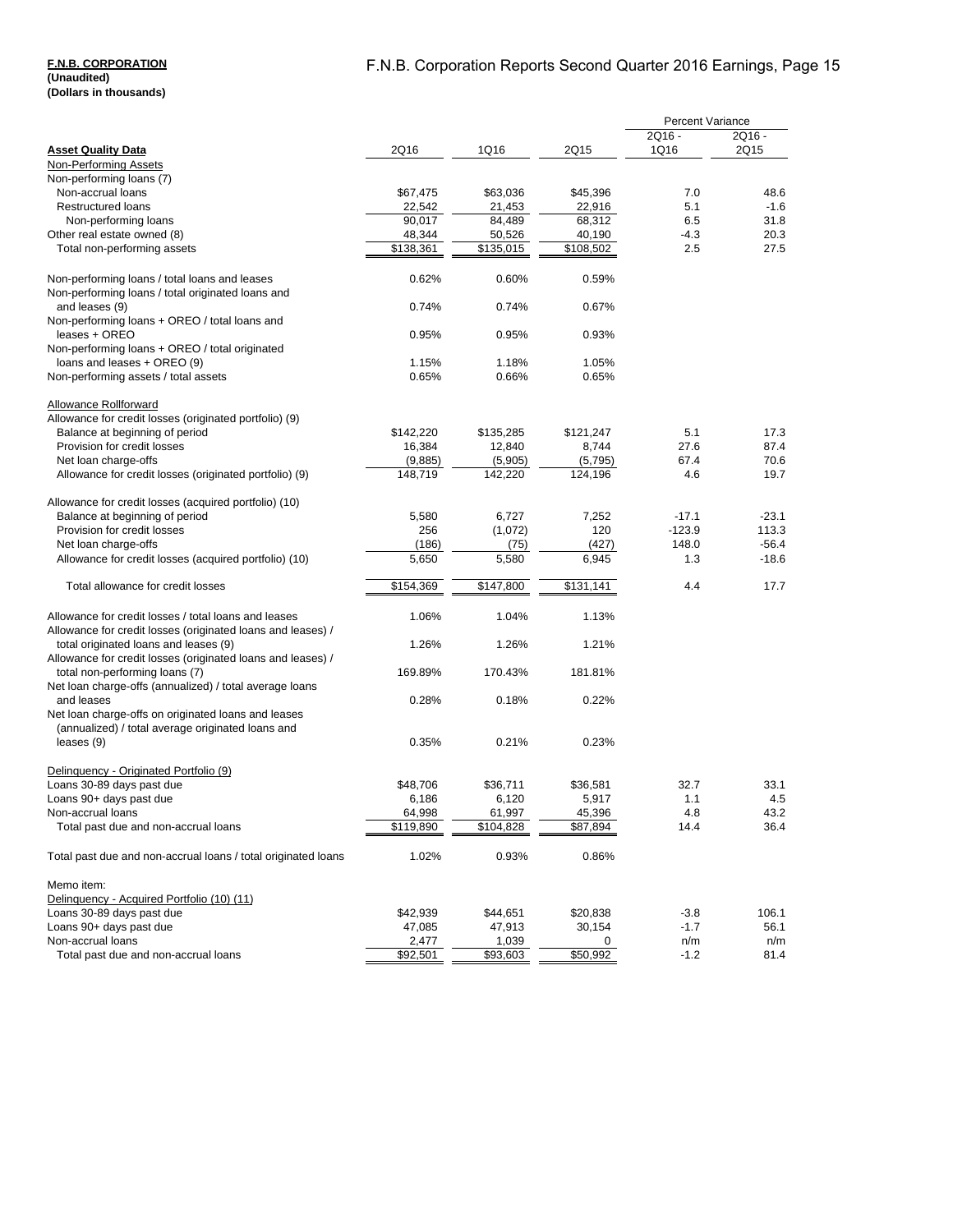**F.N.B. CORPORATION**
**(Unaudited)**
**(Dollars in thousands)**

| **Asset Quality Data** | 2Q16 | 1Q16 | 2Q15 | Percent Variance 2Q16 - 1Q16 | Percent Variance 2Q16 - 2Q15 |
|---|---|---|---|---|---|
| Non-Performing Assets | | | | | |
| Non-performing loans (7) | | | | | |
| Non-accrual loans | $67,475 | $63,036 | $45,396 | 7.0 | 48.6 |
| Restructured loans | 22,542 | 21,453 | 22,916 | 5.1 | -1.6 |
| Non-performing loans | 90,017 | 84,489 | 68,312 | 6.5 | 31.8 |
| Other real estate owned (8) | 48,344 | 50,526 | 40,190 | -4.3 | 20.3 |
| Total non-performing assets | $138,361 | $135,015 | $108,502 | 2.5 | 27.5 |
| | | | | | |
| Non-performing loans / total loans and leases | 0.62% | 0.60% | 0.59% | | |
| Non-performing loans / total originated loans and and leases (9) | 0.74% | 0.74% | 0.67% | | |
| Non-performing loans + OREO / total loans and leases + OREO | 0.95% | 0.95% | 0.93% | | |
| Non-performing loans + OREO / total originated loans and leases + OREO (9) | 1.15% | 1.18% | 1.05% | | |
| Non-performing assets / total assets | 0.65% | 0.66% | 0.65% | | |
| | | | | | |
| Allowance Rollforward | | | | | |
| Allowance for credit losses (originated portfolio) (9) | | | | | |
| Balance at beginning of period | $142,220 | $135,285 | $121,247 | 5.1 | 17.3 |
| Provision for credit losses | 16,384 | 12,840 | 8,744 | 27.6 | 87.4 |
| Net loan charge-offs | (9,885) | (5,905) | (5,795) | 67.4 | 70.6 |
| Allowance for credit losses (originated portfolio) (9) | 148,719 | 142,220 | 124,196 | 4.6 | 19.7 |
| | | | | | |
| Allowance for credit losses (acquired portfolio) (10) | | | | | |
| Balance at beginning of period | 5,580 | 6,727 | 7,252 | -17.1 | -23.1 |
| Provision for credit losses | 256 | (1,072) | 120 | -123.9 | 113.3 |
| Net loan charge-offs | (186) | (75) | (427) | 148.0 | -56.4 |
| Allowance for credit losses (acquired portfolio) (10) | 5,650 | 5,580 | 6,945 | 1.3 | -18.6 |
| | | | | | |
| Total allowance for credit losses | $154,369 | $147,800 | $131,141 | 4.4 | 17.7 |
| | | | | | |
| Allowance for credit losses / total loans and leases | 1.06% | 1.04% | 1.13% | | |
| Allowance for credit losses (originated loans and leases) / total originated loans and leases (9) | 1.26% | 1.26% | 1.21% | | |
| Allowance for credit losses (originated loans and leases) / total non-performing loans (7) | 169.89% | 170.43% | 181.81% | | |
| Net loan charge-offs (annualized) / total average loans and leases | 0.28% | 0.18% | 0.22% | | |
| Net loan charge-offs on originated loans and leases (annualized) / total average originated loans and leases (9) | 0.35% | 0.21% | 0.23% | | |
| | | | | | |
| Delinquency - Originated Portfolio (9) | | | | | |
| Loans 30-89 days past due | $48,706 | $36,711 | $36,581 | 32.7 | 33.1 |
| Loans 90+ days past due | 6,186 | 6,120 | 5,917 | 1.1 | 4.5 |
| Non-accrual loans | 64,998 | 61,997 | 45,396 | 4.8 | 43.2 |
| Total past due and non-accrual loans | $119,890 | $104,828 | $87,894 | 14.4 | 36.4 |
| | | | | | |
| Total past due and non-accrual loans / total originated loans | 1.02% | 0.93% | 0.86% | | |
| | | | | | |
| Memo item: | | | | | |
| Delinquency - Acquired Portfolio (10) (11) | | | | | |
| Loans 30-89 days past due | $42,939 | $44,651 | $20,838 | -3.8 | 106.1 |
| Loans 90+ days past due | 47,085 | 47,913 | 30,154 | -1.7 | 56.1 |
| Non-accrual loans | 2,477 | 1,039 | 0 | n/m | n/m |
| Total past due and non-accrual loans | $92,501 | $93,603 | $50,992 | -1.2 | 81.4 |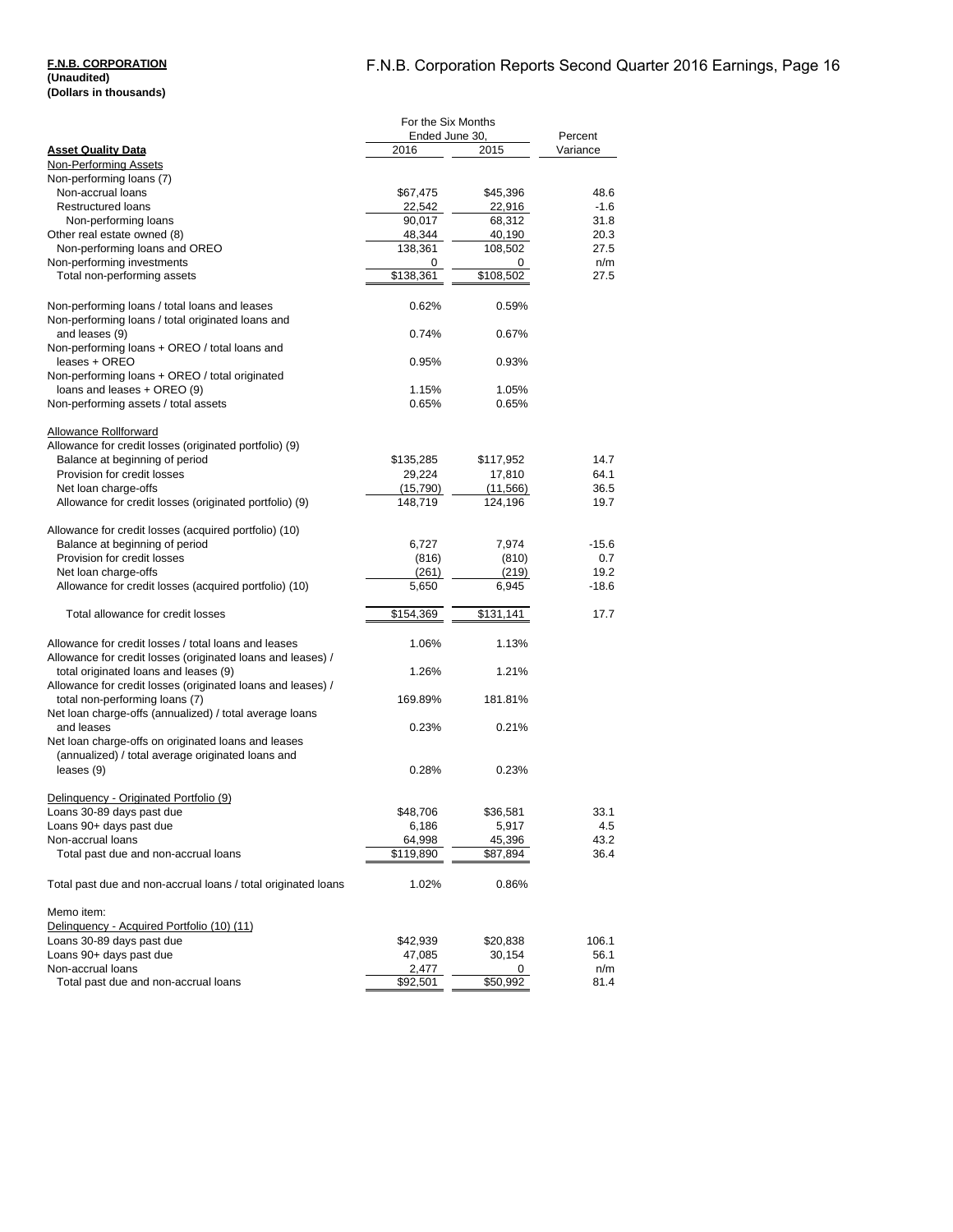**F.N.B. CORPORATION**
**(Unaudited)**
**(Dollars in thousands)**

| Asset Quality Data | For the Six Months Ended June 30, 2016 | 2015 | Percent Variance |
|---|---|---|---|
| Non-Performing Assets | | | |
| Non-performing loans (7) | | | |
| Non-accrual loans | $67,475 | $45,396 | 48.6 |
| Restructured loans | 22,542 | 22,916 | -1.6 |
| Non-performing loans | 90,017 | 68,312 | 31.8 |
| Other real estate owned (8) | 48,344 | 40,190 | 20.3 |
| Non-performing loans and OREO | 138,361 | 108,502 | 27.5 |
| Non-performing investments | 0 | 0 | n/m |
| Total non-performing assets | $138,361 | $108,502 | 27.5 |
| Non-performing loans / total loans and leases | 0.62% | 0.59% | |
| Non-performing loans / total originated loans and and leases (9) | 0.74% | 0.67% | |
| Non-performing loans + OREO / total loans and leases + OREO | 0.95% | 0.93% | |
| Non-performing loans + OREO / total originated loans and leases + OREO (9) | 1.15% | 1.05% | |
| Non-performing assets / total assets | 0.65% | 0.65% | |
| Allowance Rollforward | | | |
| Allowance for credit losses (originated portfolio) (9) | | | |
| Balance at beginning of period | $135,285 | $117,952 | 14.7 |
| Provision for credit losses | 29,224 | 17,810 | 64.1 |
| Net loan charge-offs | (15,790) | (11,566) | 36.5 |
| Allowance for credit losses (originated portfolio) (9) | 148,719 | 124,196 | 19.7 |
| Allowance for credit losses (acquired portfolio) (10) | | | |
| Balance at beginning of period | 6,727 | 7,974 | -15.6 |
| Provision for credit losses | (816) | (810) | 0.7 |
| Net loan charge-offs | (261) | (219) | 19.2 |
| Allowance for credit losses (acquired portfolio) (10) | 5,650 | 6,945 | -18.6 |
| Total allowance for credit losses | $154,369 | $131,141 | 17.7 |
| Allowance for credit losses / total loans and leases | 1.06% | 1.13% | |
| Allowance for credit losses (originated loans and leases) / total originated loans and leases (9) | 1.26% | 1.21% | |
| Allowance for credit losses (originated loans and leases) / total non-performing loans (7) | 169.89% | 181.81% | |
| Net loan charge-offs (annualized) / total average loans and leases | 0.23% | 0.21% | |
| Net loan charge-offs on originated loans and leases (annualized) / total average originated loans and leases (9) | 0.28% | 0.23% | |
| Delinquency - Originated Portfolio (9) | | | |
| Loans 30-89 days past due | $48,706 | $36,581 | 33.1 |
| Loans 90+ days past due | 6,186 | 5,917 | 4.5 |
| Non-accrual loans | 64,998 | 45,396 | 43.2 |
| Total past due and non-accrual loans | $119,890 | $87,894 | 36.4 |
| Total past due and non-accrual loans / total originated loans | 1.02% | 0.86% | |
| Memo item: | | | |
| Delinquency - Acquired Portfolio (10) (11) | | | |
| Loans 30-89 days past due | $42,939 | $20,838 | 106.1 |
| Loans 90+ days past due | 47,085 | 30,154 | 56.1 |
| Non-accrual loans | 2,477 | 0 | n/m |
| Total past due and non-accrual loans | $92,501 | $50,992 | 81.4 |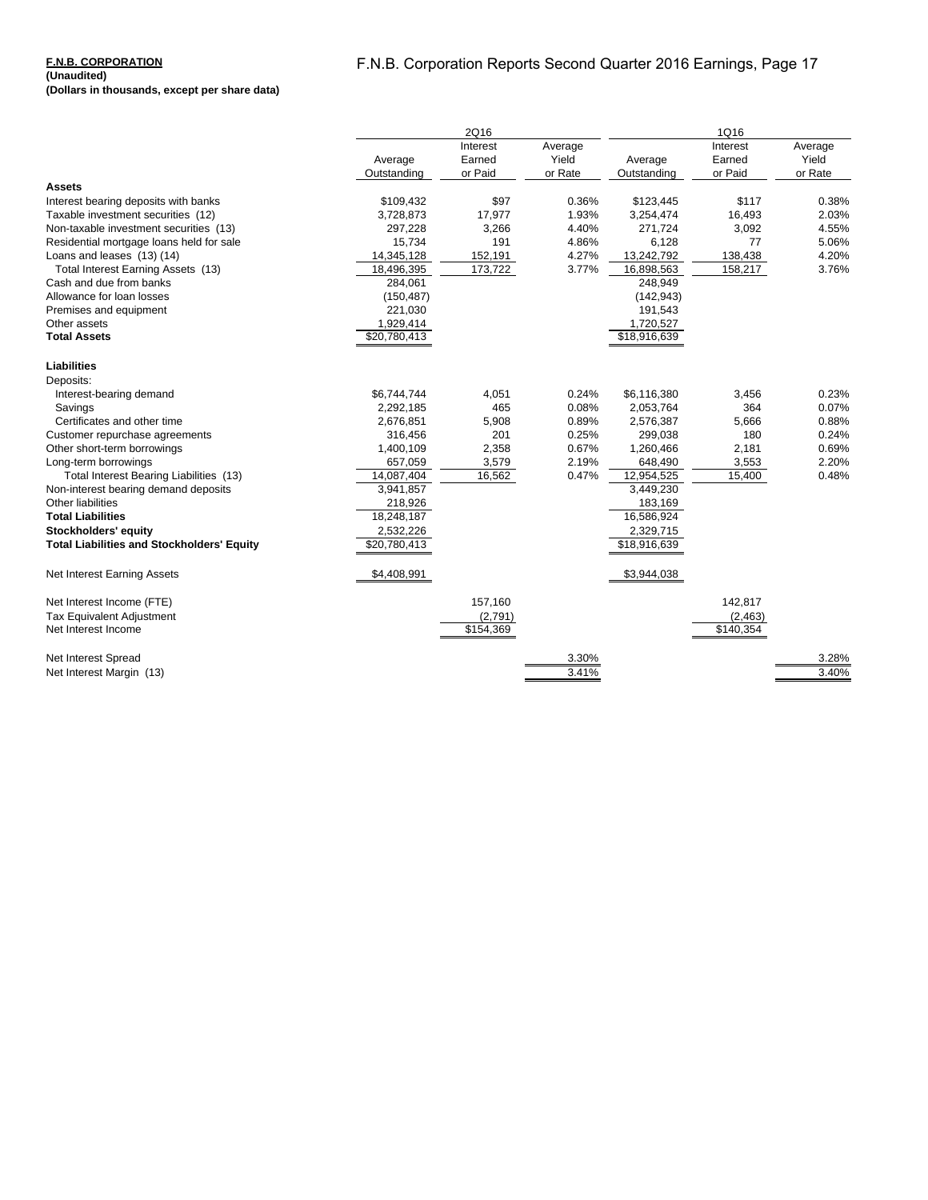**F.N.B. CORPORATION**
**(Unaudited)**
**(Dollars in thousands, except per share data)**

| | 2Q16 | | | 1Q16 | | |
|---|---|---|---|---|---|---|
| | Average Outstanding | Interest Earned or Paid | Average Yield or Rate | Average Outstanding | Interest Earned or Paid | Average Yield or Rate |
| **Assets** | | | | | | |
| Interest bearing deposits with banks | $109,432 | $97 | 0.36% | $123,445 | $117 | 0.38% |
| Taxable investment securities (12) | 3,728,873 | 17,977 | 1.93% | 3,254,474 | 16,493 | 2.03% |
| Non-taxable investment securities (13) | 297,228 | 3,266 | 4.40% | 271,724 | 3,092 | 4.55% |
| Residential mortgage loans held for sale | 15,734 | 191 | 4.86% | 6,128 | 77 | 5.06% |
| Loans and leases (13) (14) | 14,345,128 | 152,191 | 4.27% | 13,242,792 | 138,438 | 4.20% |
| Total Interest Earning Assets (13) | 18,496,395 | 173,722 | 3.77% | 16,898,563 | 158,217 | 3.76% |
| Cash and due from banks | 284,061 | | | 248,949 | | |
| Allowance for loan losses | (150,487) | | | (142,943) | | |
| Premises and equipment | 221,030 | | | 191,543 | | |
| Other assets | 1,929,414 | | | 1,720,527 | | |
| **Total Assets** | $20,780,413 | | | $18,916,639 | | |
| **Liabilities** | | | | | | |
| Deposits: | | | | | | |
| Interest-bearing demand | $6,744,744 | 4,051 | 0.24% | $6,116,380 | 3,456 | 0.23% |
| Savings | 2,292,185 | 465 | 0.08% | 2,053,764 | 364 | 0.07% |
| Certificates and other time | 2,676,851 | 5,908 | 0.89% | 2,576,387 | 5,666 | 0.88% |
| Customer repurchase agreements | 316,456 | 201 | 0.25% | 299,038 | 180 | 0.24% |
| Other short-term borrowings | 1,400,109 | 2,358 | 0.67% | 1,260,466 | 2,181 | 0.69% |
| Long-term borrowings | 657,059 | 3,579 | 2.19% | 648,490 | 3,553 | 2.20% |
| Total Interest Bearing Liabilities (13) | 14,087,404 | 16,562 | 0.47% | 12,954,525 | 15,400 | 0.48% |
| Non-interest bearing demand deposits | 3,941,857 | | | 3,449,230 | | |
| Other liabilities | 218,926 | | | 183,169 | | |
| **Total Liabilities** | 18,248,187 | | | 16,586,924 | | |
| **Stockholders' equity** | 2,532,226 | | | 2,329,715 | | |
| **Total Liabilities and Stockholders' Equity** | $20,780,413 | | | $18,916,639 | | |
| Net Interest Earning Assets | $4,408,991 | | | $3,944,038 | | |
| Net Interest Income (FTE) | | 157,160 | | | 142,817 | |
| Tax Equivalent Adjustment | | (2,791) | | | (2,463) | |
| Net Interest Income | | $154,369 | | | $140,354 | |
| Net Interest Spread | | | 3.30% | | | 3.28% |
| Net Interest Margin (13) | | | 3.41% | | | 3.40% |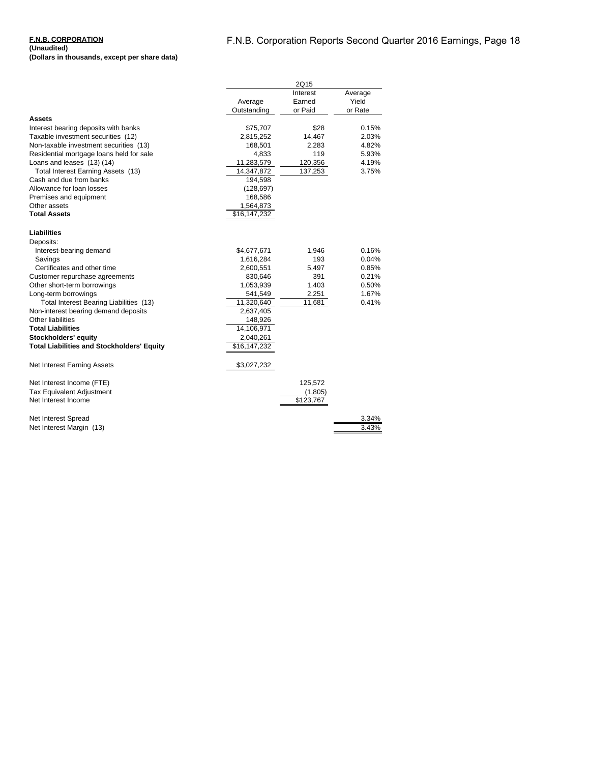**F.N.B. CORPORATION**
**(Unaudited)**
**(Dollars in thousands, except per share data)**

| | 2Q15 | | |
|---|---|---|---|
| | Average Outstanding | Interest Earned or Paid | Average Yield or Rate |
| **Assets** | | | |
| Interest bearing deposits with banks | $75,707 | $28 | 0.15% |
| Taxable investment securities (12) | 2,815,252 | 14,467 | 2.03% |
| Non-taxable investment securities (13) | 168,501 | 2,283 | 4.82% |
| Residential mortgage loans held for sale | 4,833 | 119 | 5.93% |
| Loans and leases (13) (14) | 11,283,579 | 120,356 | 4.19% |
| Total Interest Earning Assets (13) | 14,347,872 | 137,253 | 3.75% |
| Cash and due from banks | 194,598 | | |
| Allowance for loan losses | (128,697) | | |
| Premises and equipment | 168,586 | | |
| Other assets | 1,564,873 | | |
| **Total Assets** | $16,147,232 | | |
| **Liabilities** | | | |
| Deposits: | | | |
| Interest-bearing demand | $4,677,671 | 1,946 | 0.16% |
| Savings | 1,616,284 | 193 | 0.04% |
| Certificates and other time | 2,600,551 | 5,497 | 0.85% |
| Customer repurchase agreements | 830,646 | 391 | 0.21% |
| Other short-term borrowings | 1,053,939 | 1,403 | 0.50% |
| Long-term borrowings | 541,549 | 2,251 | 1.67% |
| Total Interest Bearing Liabilities (13) | 11,320,640 | 11,681 | 0.41% |
| Non-interest bearing demand deposits | 2,637,405 | | |
| Other liabilities | 148,926 | | |
| **Total Liabilities** | 14,106,971 | | |
| **Stockholders' equity** | 2,040,261 | | |
| **Total Liabilities and Stockholders' Equity** | $16,147,232 | | |
| Net Interest Earning Assets | $3,027,232 | | |
| Net Interest Income (FTE) | | 125,572 | |
| Tax Equivalent Adjustment | | (1,805) | |
| Net Interest Income | | $123,767 | |
| Net Interest Spread | | | 3.34% |
| Net Interest Margin (13) | | | 3.43% |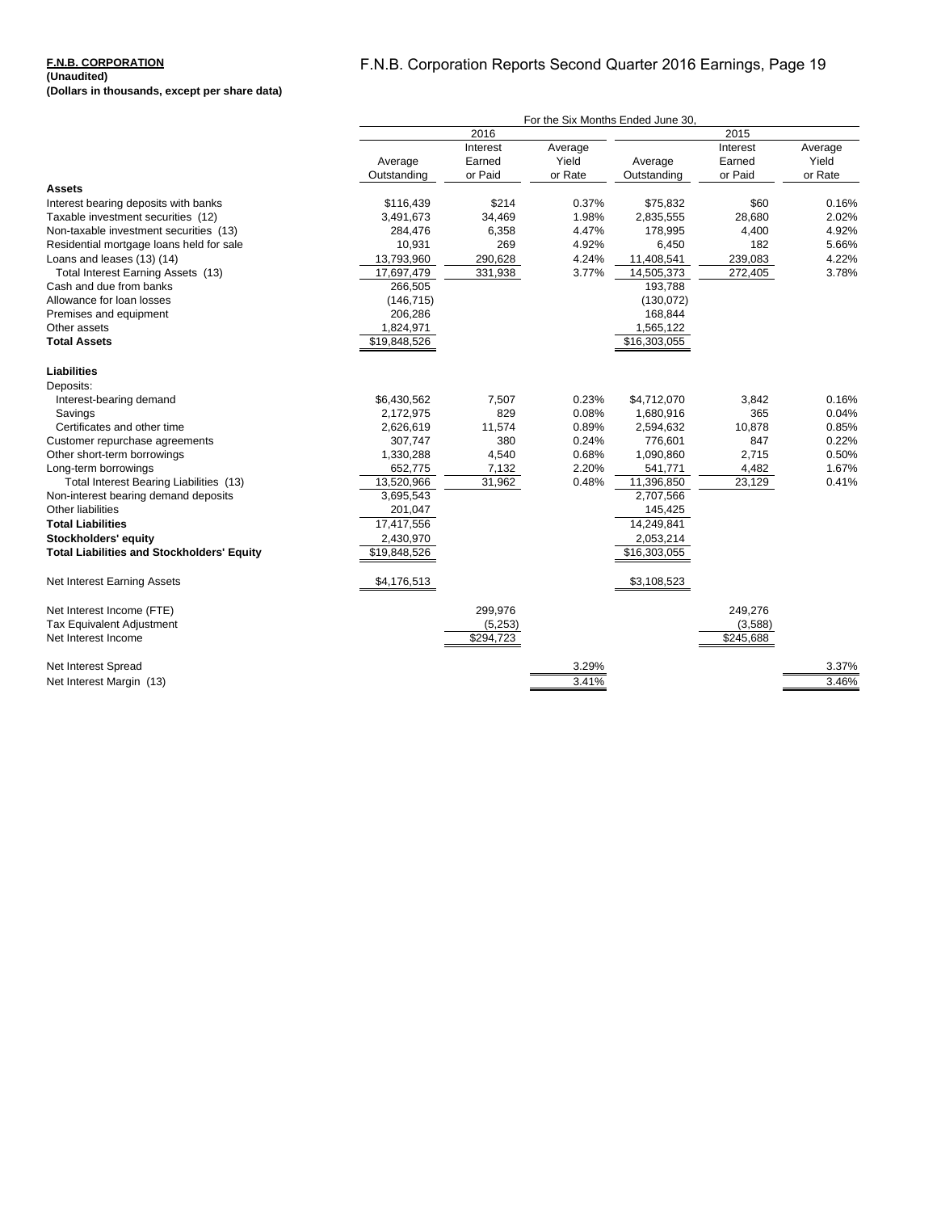**F.N.B. CORPORATION**
**(Unaudited)**
**(Dollars in thousands, except per share data)**

| | For the Six Months Ended June 30, | | | | | |
|---|---|---|---|---|---|---|
| | 2016 | | | 2015 | | |
| | Average Outstanding | Interest Earned or Paid | Average Yield or Rate | Average Outstanding | Interest Earned or Paid | Average Yield or Rate |
| **Assets** | | | | | | |
| Interest bearing deposits with banks | $116,439 | $214 | 0.37% | $75,832 | $60 | 0.16% |
| Taxable investment securities (12) | 3,491,673 | 34,469 | 1.98% | 2,835,555 | 28,680 | 2.02% |
| Non-taxable investment securities (13) | 284,476 | 6,358 | 4.47% | 178,995 | 4,400 | 4.92% |
| Residential mortgage loans held for sale | 10,931 | 269 | 4.92% | 6,450 | 182 | 5.66% |
| Loans and leases (13) (14) | 13,793,960 | 290,628 | 4.24% | 11,408,541 | 239,083 | 4.22% |
| Total Interest Earning Assets (13) | 17,697,479 | 331,938 | 3.77% | 14,505,373 | 272,405 | 3.78% |
| Cash and due from banks | 266,505 | | | 193,788 | | |
| Allowance for loan losses | (146,715) | | | (130,072) | | |
| Premises and equipment | 206,286 | | | 168,844 | | |
| Other assets | 1,824,971 | | | 1,565,122 | | |
| **Total Assets** | $19,848,526 | | | $16,303,055 | | |
| | | | | | | |
| **Liabilities** | | | | | | |
| Deposits: | | | | | | |
| Interest-bearing demand | $6,430,562 | 7,507 | 0.23% | $4,712,070 | 3,842 | 0.16% |
| Savings | 2,172,975 | 829 | 0.08% | 1,680,916 | 365 | 0.04% |
| Certificates and other time | 2,626,619 | 11,574 | 0.89% | 2,594,632 | 10,878 | 0.85% |
| Customer repurchase agreements | 307,747 | 380 | 0.24% | 776,601 | 847 | 0.22% |
| Other short-term borrowings | 1,330,288 | 4,540 | 0.68% | 1,090,860 | 2,715 | 0.50% |
| Long-term borrowings | 652,775 | 7,132 | 2.20% | 541,771 | 4,482 | 1.67% |
| Total Interest Bearing Liabilities (13) | 13,520,966 | 31,962 | 0.48% | 11,396,850 | 23,129 | 0.41% |
| Non-interest bearing demand deposits | 3,695,543 | | | 2,707,566 | | |
| Other liabilities | 201,047 | | | 145,425 | | |
| **Total Liabilities** | 17,417,556 | | | 14,249,841 | | |
| **Stockholders' equity** | 2,430,970 | | | 2,053,214 | | |
| **Total Liabilities and Stockholders' Equity** | $19,848,526 | | | $16,303,055 | | |
| | | | | | | |
| Net Interest Earning Assets | $4,176,513 | | | $3,108,523 | | |
| | | | | | | |
| Net Interest Income (FTE) | | 299,976 | | | 249,276 | |
| Tax Equivalent Adjustment | | (5,253) | | | (3,588) | |
| Net Interest Income | | $294,723 | | | $245,688 | |
| | | | | | | |
| Net Interest Spread | | | 3.29% | | | 3.37% |
| Net Interest Margin (13) | | | 3.41% | | | 3.46% |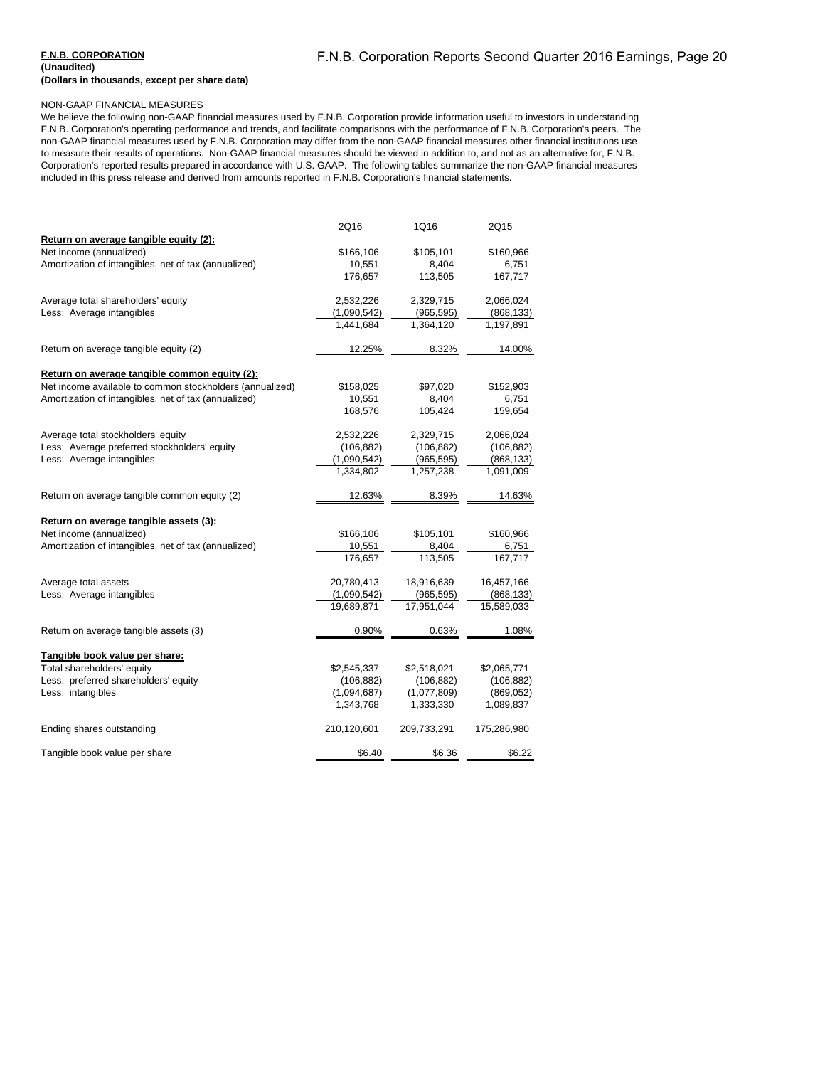**F.N.B. CORPORATION**
**(Unaudited)**
**(Dollars in thousands, except per share data)**

NON-GAAP FINANCIAL MEASURES

We believe the following non-GAAP financial measures used by F.N.B. Corporation provide information useful to investors in understanding F.N.B. Corporation's operating performance and trends, and facilitate comparisons with the performance of F.N.B. Corporation's peers. The non-GAAP financial measures used by F.N.B. Corporation may differ from the non-GAAP financial measures other financial institutions use to measure their results of operations. Non-GAAP financial measures should be viewed in addition to, and not as an alternative for, F.N.B. Corporation's reported results prepared in accordance with U.S. GAAP. The following tables summarize the non-GAAP financial measures included in this press release and derived from amounts reported in F.N.B. Corporation's financial statements.

| | 2Q16 | 1Q16 | 2Q15 |
|---|---|---|---|
| **Return on average tangible equity (2):** | | | |
| Net income (annualized) | $166,106 | $105,101 | $160,966 |
| Amortization of intangibles, net of tax (annualized) | 10,551 | 8,404 | 6,751 |
| | 176,657 | 113,505 | 167,717 |
| | | | |
| Average total shareholders' equity | 2,532,226 | 2,329,715 | 2,066,024 |
| Less: Average intangibles | (1,090,542) | (965,595) | (868,133) |
| | 1,441,684 | 1,364,120 | 1,197,891 |
| | | | |
| Return on average tangible equity (2) | 12.25% | 8.32% | 14.00% |
| | | | |
| **Return on average tangible common equity (2):** | | | |
| Net income available to common stockholders (annualized) | $158,025 | $97,020 | $152,903 |
| Amortization of intangibles, net of tax (annualized) | 10,551 | 8,404 | 6,751 |
| | 168,576 | 105,424 | 159,654 |
| | | | |
| Average total stockholders' equity | 2,532,226 | 2,329,715 | 2,066,024 |
| Less: Average preferred stockholders' equity | (106,882) | (106,882) | (106,882) |
| Less: Average intangibles | (1,090,542) | (965,595) | (868,133) |
| | 1,334,802 | 1,257,238 | 1,091,009 |
| | | | |
| Return on average tangible common equity (2) | 12.63% | 8.39% | 14.63% |
| | | | |
| **Return on average tangible assets (3):** | | | |
| Net income (annualized) | $166,106 | $105,101 | $160,966 |
| Amortization of intangibles, net of tax (annualized) | 10,551 | 8,404 | 6,751 |
| | 176,657 | 113,505 | 167,717 |
| | | | |
| Average total assets | 20,780,413 | 18,916,639 | 16,457,166 |
| Less: Average intangibles | (1,090,542) | (965,595) | (868,133) |
| | 19,689,871 | 17,951,044 | 15,589,033 |
| | | | |
| Return on average tangible assets (3) | 0.90% | 0.63% | 1.08% |
| | | | |
| **Tangible book value per share:** | | | |
| Total shareholders' equity | $2,545,337 | $2,518,021 | $2,065,771 |
| Less: preferred shareholders' equity | (106,882) | (106,882) | (106,882) |
| Less: intangibles | (1,094,687) | (1,077,809) | (869,052) |
| | 1,343,768 | 1,333,330 | 1,089,837 |
| | | | |
| Ending shares outstanding | 210,120,601 | 209,733,291 | 175,286,980 |
| | | | |
| Tangible book value per share | $6.40 | $6.36 | $6.22 |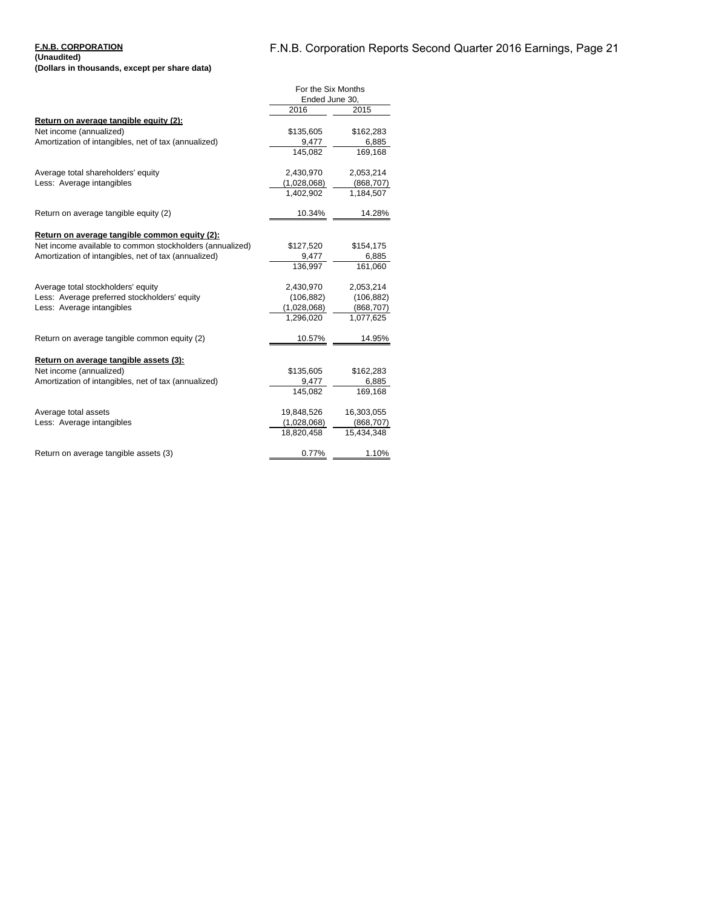**F.N.B. CORPORATION**
**(Unaudited)**
**(Dollars in thousands, except per share data)**

| | For the Six Months Ended June 30, | |
|---|---|---|
| | 2016 | 2015 |
| **Return on average tangible equity (2):** | | |
| Net income (annualized) | $135,605 | $162,283 |
| Amortization of intangibles, net of tax (annualized) | 9,477 | 6,885 |
| | 145,082 | 169,168 |
| | | |
| Average total shareholders' equity | 2,430,970 | 2,053,214 |
| Less: Average intangibles | (1,028,068) | (868,707) |
| | 1,402,902 | 1,184,507 |
| | | |
| Return on average tangible equity (2) | 10.34% | 14.28% |
| | | |
| **Return on average tangible common equity (2):** | | |
| Net income available to common stockholders (annualized) | $127,520 | $154,175 |
| Amortization of intangibles, net of tax (annualized) | 9,477 | 6,885 |
| | 136,997 | 161,060 |
| | | |
| Average total stockholders' equity | 2,430,970 | 2,053,214 |
| Less: Average preferred stockholders' equity | (106,882) | (106,882) |
| Less: Average intangibles | (1,028,068) | (868,707) |
| | 1,296,020 | 1,077,625 |
| | | |
| Return on average tangible common equity (2) | 10.57% | 14.95% |
| | | |
| **Return on average tangible assets (3):** | | |
| Net income (annualized) | $135,605 | $162,283 |
| Amortization of intangibles, net of tax (annualized) | 9,477 | 6,885 |
| | 145,082 | 169,168 |
| | | |
| Average total assets | 19,848,526 | 16,303,055 |
| Less: Average intangibles | (1,028,068) | (868,707) |
| | 18,820,458 | 15,434,348 |
| | | |
| Return on average tangible assets (3) | 0.77% | 1.10% |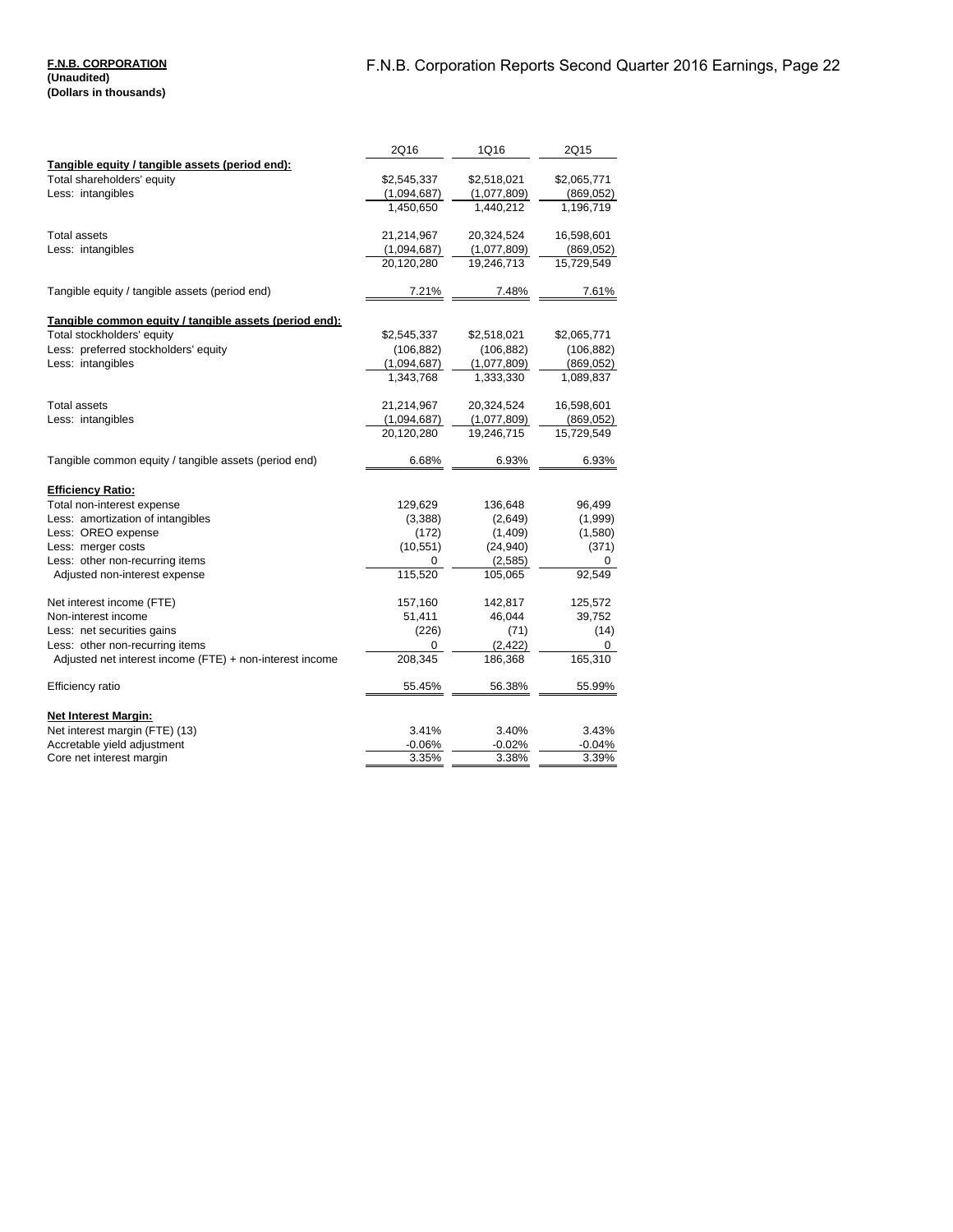**F.N.B. CORPORATION**
**(Unaudited)**
**(Dollars in thousands)**

| | 2Q16 | 1Q16 | 2Q15 |
|---|---|---|---|
| **Tangible equity / tangible assets (period end):** | | | |
| Total shareholders' equity | $2,545,337 | $2,518,021 | $2,065,771 |
| Less: intangibles | (1,094,687) | (1,077,809) | (869,052) |
| | 1,450,650 | 1,440,212 | 1,196,719 |
| | | | |
| Total assets | 21,214,967 | 20,324,524 | 16,598,601 |
| Less: intangibles | (1,094,687) | (1,077,809) | (869,052) |
| | 20,120,280 | 19,246,713 | 15,729,549 |
| | | | |
| Tangible equity / tangible assets (period end) | 7.21% | 7.48% | 7.61% |
| | | | |
| **Tangible common equity / tangible assets (period end):** | | | |
| Total stockholders' equity | $2,545,337 | $2,518,021 | $2,065,771 |
| Less: preferred stockholders' equity | (106,882) | (106,882) | (106,882) |
| Less: intangibles | (1,094,687) | (1,077,809) | (869,052) |
| | 1,343,768 | 1,333,330 | 1,089,837 |
| | | | |
| Total assets | 21,214,967 | 20,324,524 | 16,598,601 |
| Less: intangibles | (1,094,687) | (1,077,809) | (869,052) |
| | 20,120,280 | 19,246,715 | 15,729,549 |
| | | | |
| Tangible common equity / tangible assets (period end) | 6.68% | 6.93% | 6.93% |
| | | | |
| **Efficiency Ratio:** | | | |
| Total non-interest expense | 129,629 | 136,648 | 96,499 |
| Less: amortization of intangibles | (3,388) | (2,649) | (1,999) |
| Less: OREO expense | (172) | (1,409) | (1,580) |
| Less: merger costs | (10,551) | (24,940) | (371) |
| Less: other non-recurring items | 0 | (2,585) | 0 |
| Adjusted non-interest expense | 115,520 | 105,065 | 92,549 |
| | | | |
| Net interest income (FTE) | 157,160 | 142,817 | 125,572 |
| Non-interest income | 51,411 | 46,044 | 39,752 |
| Less: net securities gains | (226) | (71) | (14) |
| Less: other non-recurring items | 0 | (2,422) | 0 |
| Adjusted net interest income (FTE) + non-interest income | 208,345 | 186,368 | 165,310 |
| | | | |
| Efficiency ratio | 55.45% | 56.38% | 55.99% |
| | | | |
| **Net Interest Margin:** | | | |
| Net interest margin (FTE) (13) | 3.41% | 3.40% | 3.43% |
| Accretable yield adjustment | -0.06% | -0.02% | -0.04% |
| Core net interest margin | 3.35% | 3.38% | 3.39% |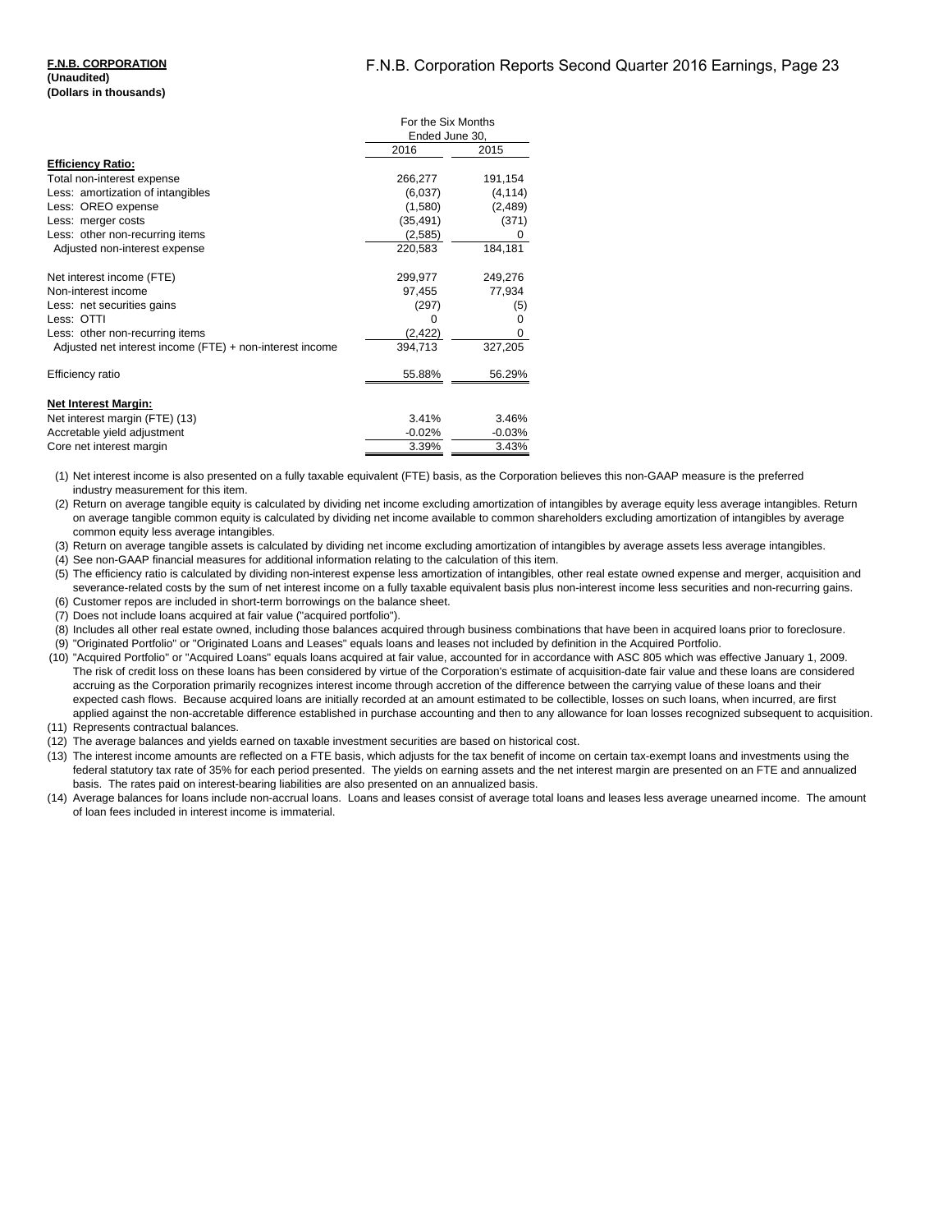**F.N.B. CORPORATION**
**(Unaudited)**
**(Dollars in thousands)**

| | For the Six Months Ended June 30, | |
|---|---|---|
| | 2016 | 2015 |
| **Efficiency Ratio:** | | |
| Total non-interest expense | 266,277 | 191,154 |
| Less: amortization of intangibles | (6,037) | (4,114) |
| Less: OREO expense | (1,580) | (2,489) |
| Less: merger costs | (35,491) | (371) |
| Less: other non-recurring items | (2,585) | 0 |
| Adjusted non-interest expense | 220,583 | 184,181 |
| | | |
| Net interest income (FTE) | 299,977 | 249,276 |
| Non-interest income | 97,455 | 77,934 |
| Less: net securities gains | (297) | (5) |
| Less: OTTI | 0 | 0 |
| Less: other non-recurring items | (2,422) | 0 |
| Adjusted net interest income (FTE) + non-interest income | 394,713 | 327,205 |
| | | |
| Efficiency ratio | 55.88% | 56.29% |
| | | |
| **Net Interest Margin:** | | |
| Net interest margin (FTE) (13) | 3.41% | 3.46% |
| Accretable yield adjustment | -0.02% | -0.03% |
| Core net interest margin | 3.39% | 3.43% |

(1) Net interest income is also presented on a fully taxable equivalent (FTE) basis, as the Corporation believes this non-GAAP measure is the preferred industry measurement for this item.

(2) Return on average tangible equity is calculated by dividing net income excluding amortization of intangibles by average equity less average intangibles. Return on average tangible common equity is calculated by dividing net income available to common shareholders excluding amortization of intangibles by average common equity less average intangibles.

(3) Return on average tangible assets is calculated by dividing net income excluding amortization of intangibles by average assets less average intangibles.

(4) See non-GAAP financial measures for additional information relating to the calculation of this item.

(5) The efficiency ratio is calculated by dividing non-interest expense less amortization of intangibles, other real estate owned expense and merger, acquisition and severance-related costs by the sum of net interest income on a fully taxable equivalent basis plus non-interest income less securities and non-recurring gains.

(6) Customer repos are included in short-term borrowings on the balance sheet.

(7) Does not include loans acquired at fair value ("acquired portfolio").

(8) Includes all other real estate owned, including those balances acquired through business combinations that have been in acquired loans prior to foreclosure.

(9) "Originated Portfolio" or "Originated Loans and Leases" equals loans and leases not included by definition in the Acquired Portfolio.

(10) "Acquired Portfolio" or "Acquired Loans" equals loans acquired at fair value, accounted for in accordance with ASC 805 which was effective January 1, 2009. The risk of credit loss on these loans has been considered by virtue of the Corporation's estimate of acquisition-date fair value and these loans are considered accruing as the Corporation primarily recognizes interest income through accretion of the difference between the carrying value of these loans and their expected cash flows. Because acquired loans are initially recorded at an amount estimated to be collectible, losses on such loans, when incurred, are first applied against the non-accretable difference established in purchase accounting and then to any allowance for loan losses recognized subsequent to acquisition.

(11) Represents contractual balances.

(12) The average balances and yields earned on taxable investment securities are based on historical cost.

(13) The interest income amounts are reflected on a FTE basis, which adjusts for the tax benefit of income on certain tax-exempt loans and investments using the federal statutory tax rate of 35% for each period presented. The yields on earning assets and the net interest margin are presented on an FTE and annualized basis. The rates paid on interest-bearing liabilities are also presented on an annualized basis.

(14) Average balances for loans include non-accrual loans. Loans and leases consist of average total loans and leases less average unearned income. The amount of loan fees included in interest income is immaterial.